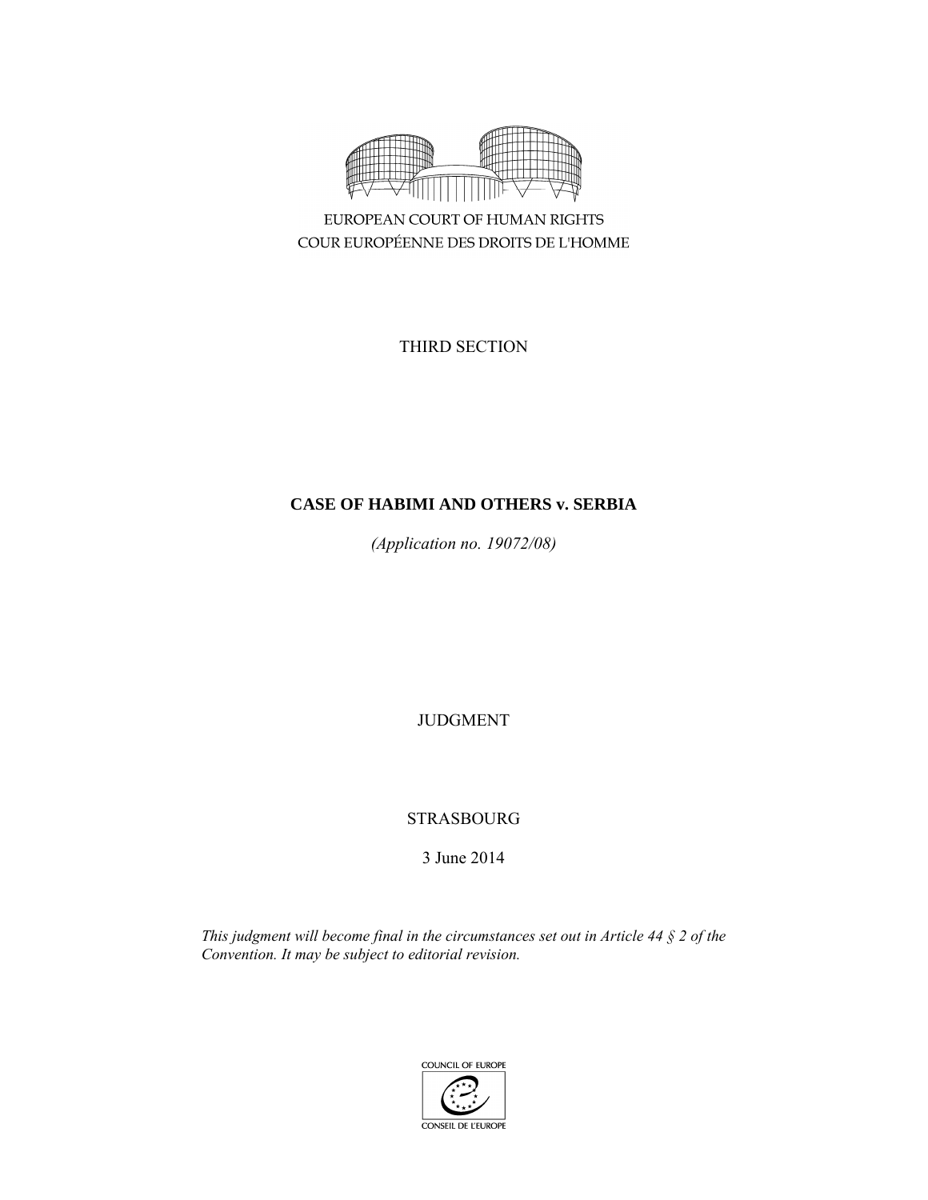EUROPEAN COURT OF HUMAN RIGHTS

COUR EUROPÉENNE DES DROITS DE L'HOMME

THIRD SECTION

**CASE OF HABIMI AND OTHERS v. SERBIA**

*(Application no. 19072/08)*

JUDGMENT

STRASBOURG

3 June 2014

*This judgment will become final in the circumstances set out in Article 44 § 2 of the Convention. It may be subject to editorial revision.*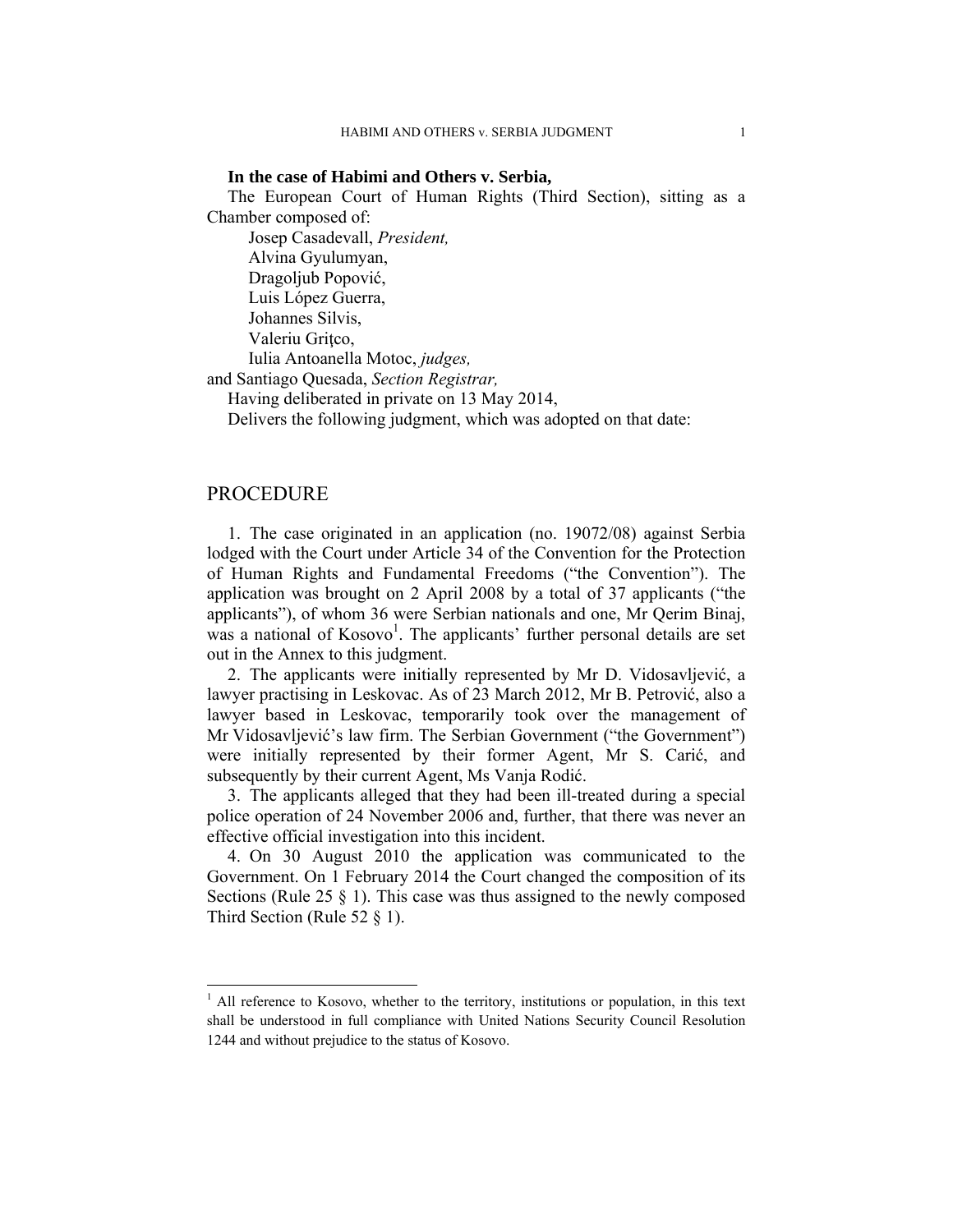**In the case of Habimi and Others v. Serbia,**

The European Court of Human Rights (Third Section), sitting as a Chamber composed of:

Josep Casadevall, *President,*
Alvina Gyulumyan,
Dragoljub Popović,
Luis López Guerra,
Johannes Silvis,
Valeriu Griţco,
Iulia Antoanella Motoc, *judges,*
and Santiago Quesada, *Section Registrar,*

Having deliberated in private on 13 May 2014,

Delivers the following judgment, which was adopted on that date:

## PROCEDURE

1. The case originated in an application (no. 19072/08) against Serbia lodged with the Court under Article 34 of the Convention for the Protection of Human Rights and Fundamental Freedoms ("the Convention"). The application was brought on 2 April 2008 by a total of 37 applicants ("the applicants"), of whom 36 were Serbian nationals and one, Mr Qerim Binaj, was a national of Kosovo[1]. The applicants' further personal details are set out in the Annex to this judgment.

2. The applicants were initially represented by Mr D. Vidosavljević, a lawyer practising in Leskovac. As of 23 March 2012, Mr B. Petrović, also a lawyer based in Leskovac, temporarily took over the management of Mr Vidosavljević's law firm. The Serbian Government ("the Government") were initially represented by their former Agent, Mr S. Carić, and subsequently by their current Agent, Ms Vanja Rodić.

3. The applicants alleged that they had been ill-treated during a special police operation of 24 November 2006 and, further, that there was never an effective official investigation into this incident.

4. On 30 August 2010 the application was communicated to the Government. On 1 February 2014 the Court changed the composition of its Sections (Rule 25 § 1). This case was thus assigned to the newly composed Third Section (Rule 52 § 1).

[1] All reference to Kosovo, whether to the territory, institutions or population, in this text shall be understood in full compliance with United Nations Security Council Resolution 1244 and without prejudice to the status of Kosovo.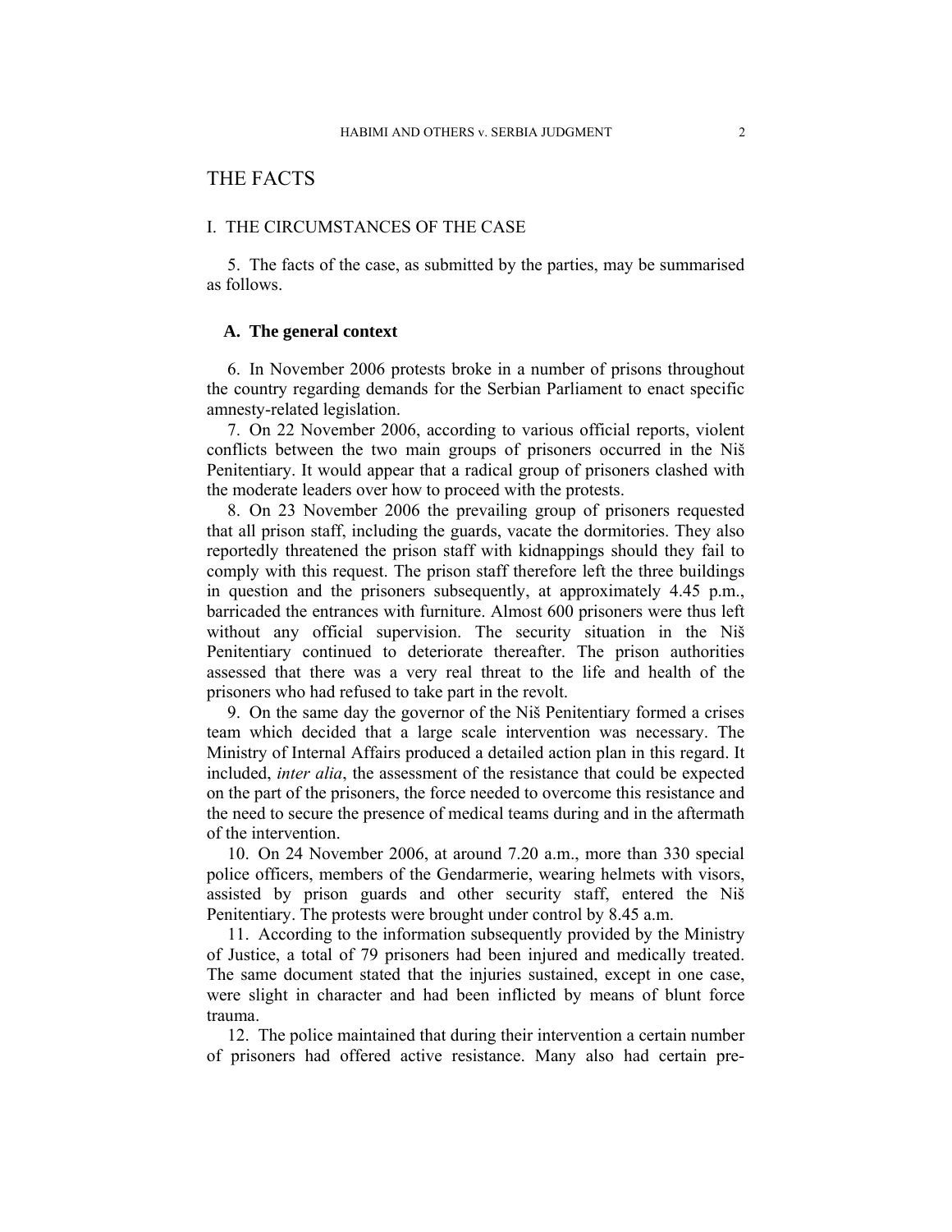# THE FACTS

## I. THE CIRCUMSTANCES OF THE CASE

5. The facts of the case, as submitted by the parties, may be summarised as follows.

### A. The general context

6. In November 2006 protests broke in a number of prisons throughout the country regarding demands for the Serbian Parliament to enact specific amnesty-related legislation.

7. On 22 November 2006, according to various official reports, violent conflicts between the two main groups of prisoners occurred in the Niš Penitentiary. It would appear that a radical group of prisoners clashed with the moderate leaders over how to proceed with the protests.

8. On 23 November 2006 the prevailing group of prisoners requested that all prison staff, including the guards, vacate the dormitories. They also reportedly threatened the prison staff with kidnappings should they fail to comply with this request. The prison staff therefore left the three buildings in question and the prisoners subsequently, at approximately 4.45 p.m., barricaded the entrances with furniture. Almost 600 prisoners were thus left without any official supervision. The security situation in the Niš Penitentiary continued to deteriorate thereafter. The prison authorities assessed that there was a very real threat to the life and health of the prisoners who had refused to take part in the revolt.

9. On the same day the governor of the Niš Penitentiary formed a crises team which decided that a large scale intervention was necessary. The Ministry of Internal Affairs produced a detailed action plan in this regard. It included, *inter alia*, the assessment of the resistance that could be expected on the part of the prisoners, the force needed to overcome this resistance and the need to secure the presence of medical teams during and in the aftermath of the intervention.

10. On 24 November 2006, at around 7.20 a.m., more than 330 special police officers, members of the Gendarmerie, wearing helmets with visors, assisted by prison guards and other security staff, entered the Niš Penitentiary. The protests were brought under control by 8.45 a.m.

11. According to the information subsequently provided by the Ministry of Justice, a total of 79 prisoners had been injured and medically treated. The same document stated that the injuries sustained, except in one case, were slight in character and had been inflicted by means of blunt force trauma.

12. The police maintained that during their intervention a certain number of prisoners had offered active resistance. Many also had certain pre-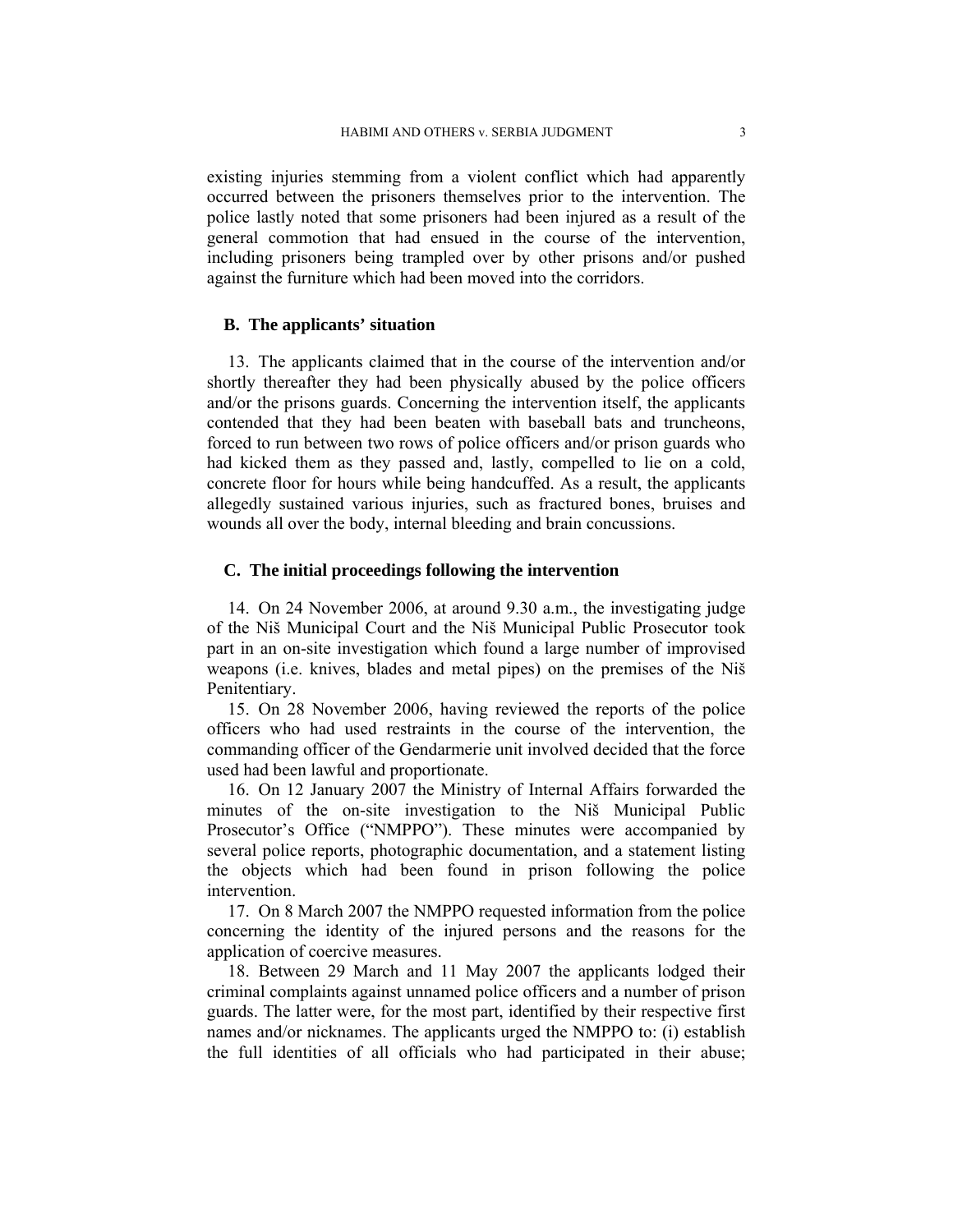existing injuries stemming from a violent conflict which had apparently occurred between the prisoners themselves prior to the intervention. The police lastly noted that some prisoners had been injured as a result of the general commotion that had ensued in the course of the intervention, including prisoners being trampled over by other prisons and/or pushed against the furniture which had been moved into the corridors.

### B. The applicants' situation

13. The applicants claimed that in the course of the intervention and/or shortly thereafter they had been physically abused by the police officers and/or the prisons guards. Concerning the intervention itself, the applicants contended that they had been beaten with baseball bats and truncheons, forced to run between two rows of police officers and/or prison guards who had kicked them as they passed and, lastly, compelled to lie on a cold, concrete floor for hours while being handcuffed. As a result, the applicants allegedly sustained various injuries, such as fractured bones, bruises and wounds all over the body, internal bleeding and brain concussions.

### C. The initial proceedings following the intervention

14. On 24 November 2006, at around 9.30 a.m., the investigating judge of the Niš Municipal Court and the Niš Municipal Public Prosecutor took part in an on-site investigation which found a large number of improvised weapons (i.e. knives, blades and metal pipes) on the premises of the Niš Penitentiary.

15. On 28 November 2006, having reviewed the reports of the police officers who had used restraints in the course of the intervention, the commanding officer of the Gendarmerie unit involved decided that the force used had been lawful and proportionate.

16. On 12 January 2007 the Ministry of Internal Affairs forwarded the minutes of the on-site investigation to the Niš Municipal Public Prosecutor's Office ("NMPPO"). These minutes were accompanied by several police reports, photographic documentation, and a statement listing the objects which had been found in prison following the police intervention.

17. On 8 March 2007 the NMPPO requested information from the police concerning the identity of the injured persons and the reasons for the application of coercive measures.

18. Between 29 March and 11 May 2007 the applicants lodged their criminal complaints against unnamed police officers and a number of prison guards. The latter were, for the most part, identified by their respective first names and/or nicknames. The applicants urged the NMPPO to: (i) establish the full identities of all officials who had participated in their abuse;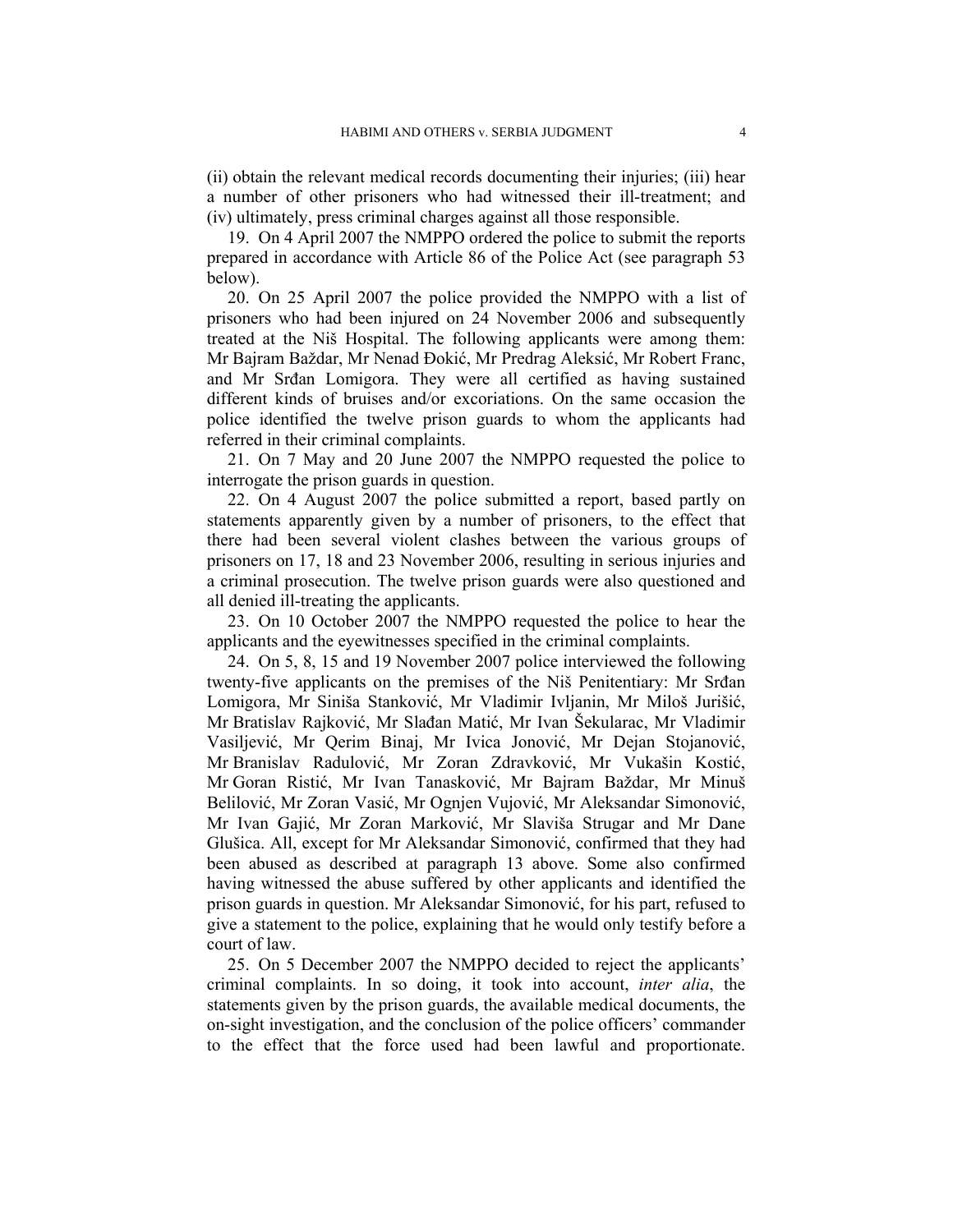(ii) obtain the relevant medical records documenting their injuries; (iii) hear a number of other prisoners who had witnessed their ill-treatment; and (iv) ultimately, press criminal charges against all those responsible.

19. On 4 April 2007 the NMPPO ordered the police to submit the reports prepared in accordance with Article 86 of the Police Act (see paragraph 53 below).

20. On 25 April 2007 the police provided the NMPPO with a list of prisoners who had been injured on 24 November 2006 and subsequently treated at the Niš Hospital. The following applicants were among them: Mr Bajram Baždar, Mr Nenad Đokić, Mr Predrag Aleksić, Mr Robert Franc, and Mr Srđan Lomigora. They were all certified as having sustained different kinds of bruises and/or excoriations. On the same occasion the police identified the twelve prison guards to whom the applicants had referred in their criminal complaints.

21. On 7 May and 20 June 2007 the NMPPO requested the police to interrogate the prison guards in question.

22. On 4 August 2007 the police submitted a report, based partly on statements apparently given by a number of prisoners, to the effect that there had been several violent clashes between the various groups of prisoners on 17, 18 and 23 November 2006, resulting in serious injuries and a criminal prosecution. The twelve prison guards were also questioned and all denied ill-treating the applicants.

23. On 10 October 2007 the NMPPO requested the police to hear the applicants and the eyewitnesses specified in the criminal complaints.

24. On 5, 8, 15 and 19 November 2007 police interviewed the following twenty-five applicants on the premises of the Niš Penitentiary: Mr Srđan Lomigora, Mr Siniša Stanković, Mr Vladimir Ivljanin, Mr Miloš Jurišić, Mr Bratislav Rajković, Mr Slađan Matić, Mr Ivan Šekularac, Mr Vladimir Vasiljević, Mr Qerim Binaj, Mr Ivica Jonović, Mr Dejan Stojanović, Mr Branislav Radulović, Mr Zoran Zdravković, Mr Vukašin Kostić, Mr Goran Ristić, Mr Ivan Tanasković, Mr Bajram Baždar, Mr Minuš Belilović, Mr Zoran Vasić, Mr Ognjen Vujović, Mr Aleksandar Simonović, Mr Ivan Gajić, Mr Zoran Marković, Mr Slaviša Strugar and Mr Dane Glušica. All, except for Mr Aleksandar Simonović, confirmed that they had been abused as described at paragraph 13 above. Some also confirmed having witnessed the abuse suffered by other applicants and identified the prison guards in question. Mr Aleksandar Simonović, for his part, refused to give a statement to the police, explaining that he would only testify before a court of law.

25. On 5 December 2007 the NMPPO decided to reject the applicants' criminal complaints. In so doing, it took into account, *inter alia*, the statements given by the prison guards, the available medical documents, the on-sight investigation, and the conclusion of the police officers' commander to the effect that the force used had been lawful and proportionate.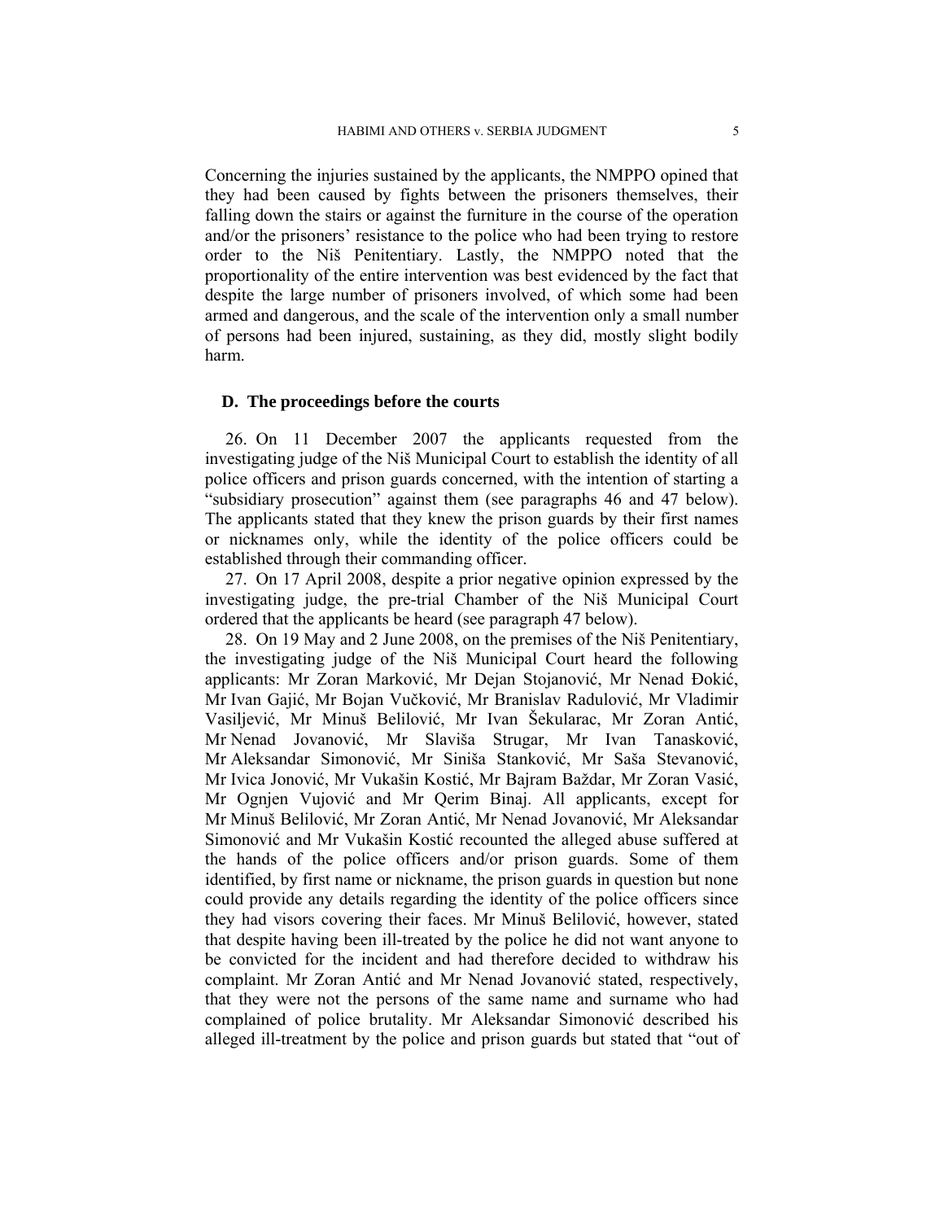Concerning the injuries sustained by the applicants, the NMPPO opined that they had been caused by fights between the prisoners themselves, their falling down the stairs or against the furniture in the course of the operation and/or the prisoners' resistance to the police who had been trying to restore order to the Niš Penitentiary. Lastly, the NMPPO noted that the proportionality of the entire intervention was best evidenced by the fact that despite the large number of prisoners involved, of which some had been armed and dangerous, and the scale of the intervention only a small number of persons had been injured, sustaining, as they did, mostly slight bodily harm.

### D. The proceedings before the courts

26. On 11 December 2007 the applicants requested from the investigating judge of the Niš Municipal Court to establish the identity of all police officers and prison guards concerned, with the intention of starting a "subsidiary prosecution" against them (see paragraphs 46 and 47 below). The applicants stated that they knew the prison guards by their first names or nicknames only, while the identity of the police officers could be established through their commanding officer.

27. On 17 April 2008, despite a prior negative opinion expressed by the investigating judge, the pre-trial Chamber of the Niš Municipal Court ordered that the applicants be heard (see paragraph 47 below).

28. On 19 May and 2 June 2008, on the premises of the Niš Penitentiary, the investigating judge of the Niš Municipal Court heard the following applicants: Mr Zoran Marković, Mr Dejan Stojanović, Mr Nenad Đokić, Mr Ivan Gajić, Mr Bojan Vučković, Mr Branislav Radulović, Mr Vladimir Vasiljević, Mr Minuš Belilović, Mr Ivan Šekularac, Mr Zoran Antić, Mr Nenad Jovanović, Mr Slaviša Strugar, Mr Ivan Tanasković, Mr Aleksandar Simonović, Mr Siniša Stanković, Mr Saša Stevanović, Mr Ivica Jonović, Mr Vukašin Kostić, Mr Bajram Baždar, Mr Zoran Vasić, Mr Ognjen Vujović and Mr Qerim Binaj. All applicants, except for Mr Minuš Belilović, Mr Zoran Antić, Mr Nenad Jovanović, Mr Aleksandar Simonović and Mr Vukašin Kostić recounted the alleged abuse suffered at the hands of the police officers and/or prison guards. Some of them identified, by first name or nickname, the prison guards in question but none could provide any details regarding the identity of the police officers since they had visors covering their faces. Mr Minuš Belilović, however, stated that despite having been ill-treated by the police he did not want anyone to be convicted for the incident and had therefore decided to withdraw his complaint. Mr Zoran Antić and Mr Nenad Jovanović stated, respectively, that they were not the persons of the same name and surname who had complained of police brutality. Mr Aleksandar Simonović described his alleged ill-treatment by the police and prison guards but stated that "out of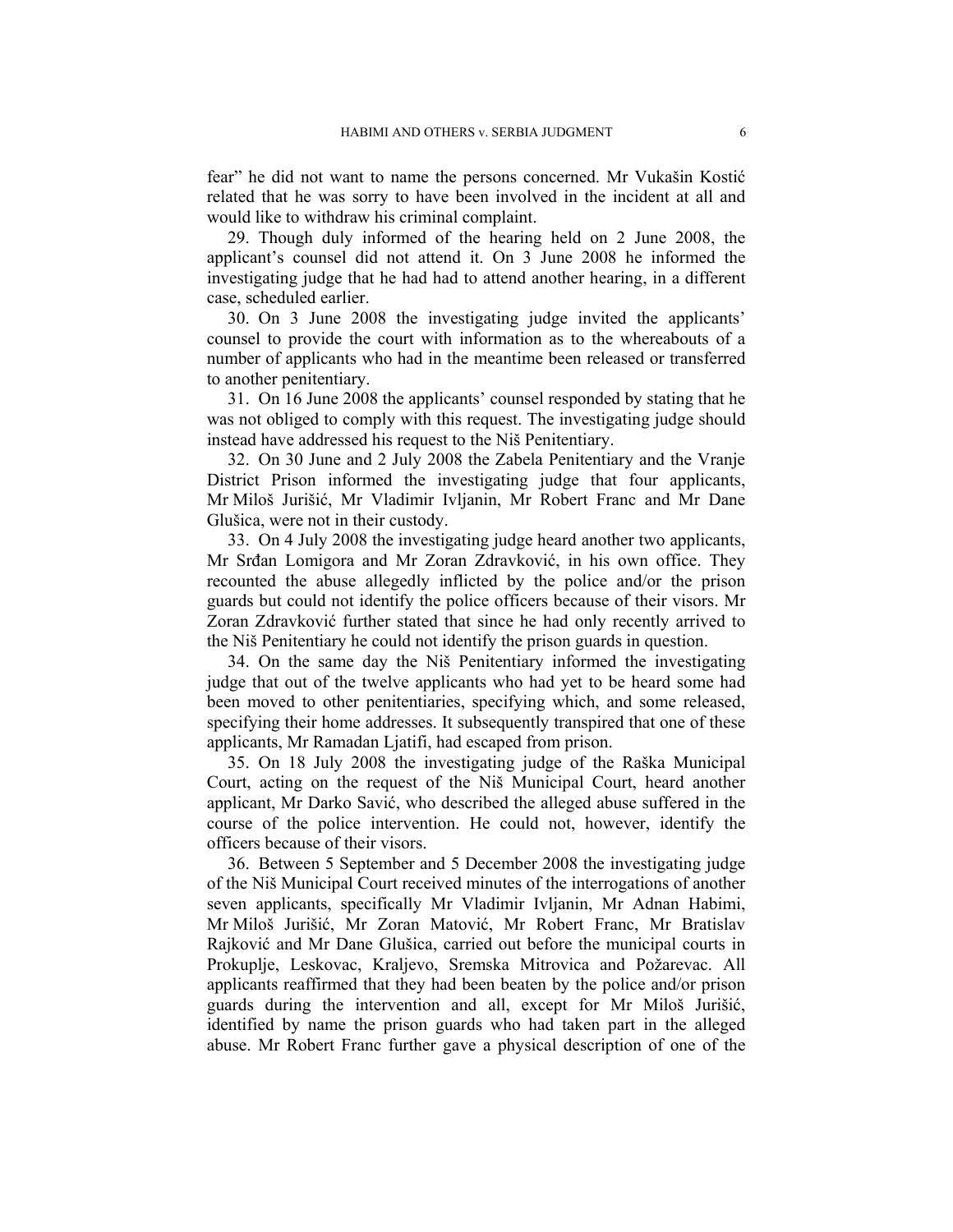fear" he did not want to name the persons concerned. Mr Vukašin Kostić related that he was sorry to have been involved in the incident at all and would like to withdraw his criminal complaint.

29. Though duly informed of the hearing held on 2 June 2008, the applicant's counsel did not attend it. On 3 June 2008 he informed the investigating judge that he had had to attend another hearing, in a different case, scheduled earlier.

30. On 3 June 2008 the investigating judge invited the applicants' counsel to provide the court with information as to the whereabouts of a number of applicants who had in the meantime been released or transferred to another penitentiary.

31. On 16 June 2008 the applicants' counsel responded by stating that he was not obliged to comply with this request. The investigating judge should instead have addressed his request to the Niš Penitentiary.

32. On 30 June and 2 July 2008 the Zabela Penitentiary and the Vranje District Prison informed the investigating judge that four applicants, Mr Miloš Jurišić, Mr Vladimir Ivljanin, Mr Robert Franc and Mr Dane Glušica, were not in their custody.

33. On 4 July 2008 the investigating judge heard another two applicants, Mr Srđan Lomigora and Mr Zoran Zdravković, in his own office. They recounted the abuse allegedly inflicted by the police and/or the prison guards but could not identify the police officers because of their visors. Mr Zoran Zdravković further stated that since he had only recently arrived to the Niš Penitentiary he could not identify the prison guards in question.

34. On the same day the Niš Penitentiary informed the investigating judge that out of the twelve applicants who had yet to be heard some had been moved to other penitentiaries, specifying which, and some released, specifying their home addresses. It subsequently transpired that one of these applicants, Mr Ramadan Ljatifi, had escaped from prison.

35. On 18 July 2008 the investigating judge of the Raška Municipal Court, acting on the request of the Niš Municipal Court, heard another applicant, Mr Darko Savić, who described the alleged abuse suffered in the course of the police intervention. He could not, however, identify the officers because of their visors.

36. Between 5 September and 5 December 2008 the investigating judge of the Niš Municipal Court received minutes of the interrogations of another seven applicants, specifically Mr Vladimir Ivljanin, Mr Adnan Habimi, Mr Miloš Jurišić, Mr Zoran Matović, Mr Robert Franc, Mr Bratislav Rajković and Mr Dane Glušica, carried out before the municipal courts in Prokuplje, Leskovac, Kraljevo, Sremska Mitrovica and Požarevac. All applicants reaffirmed that they had been beaten by the police and/or prison guards during the intervention and all, except for Mr Miloš Jurišić, identified by name the prison guards who had taken part in the alleged abuse. Mr Robert Franc further gave a physical description of one of the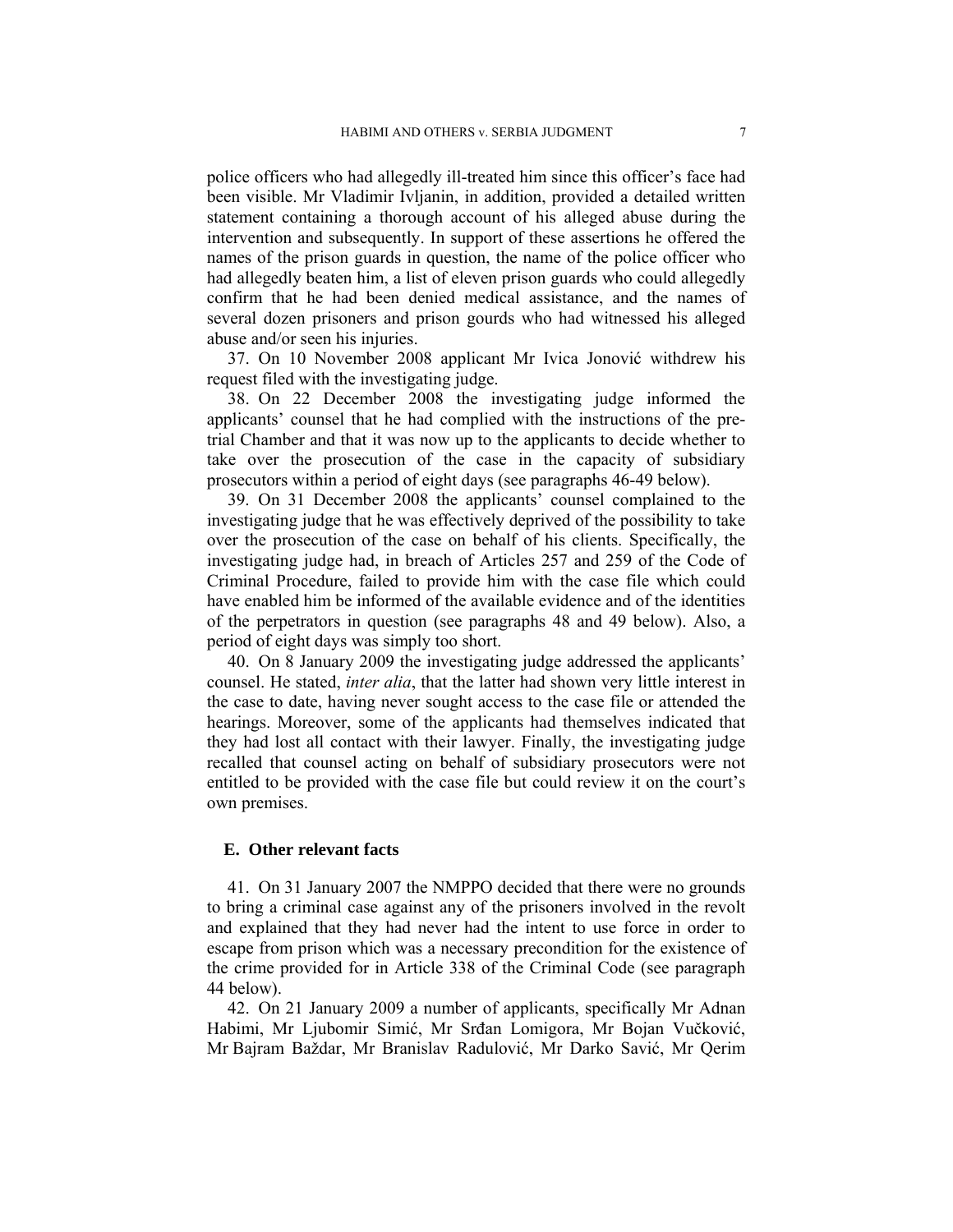police officers who had allegedly ill-treated him since this officer's face had been visible. Mr Vladimir Ivljanin, in addition, provided a detailed written statement containing a thorough account of his alleged abuse during the intervention and subsequently. In support of these assertions he offered the names of the prison guards in question, the name of the police officer who had allegedly beaten him, a list of eleven prison guards who could allegedly confirm that he had been denied medical assistance, and the names of several dozen prisoners and prison gourds who had witnessed his alleged abuse and/or seen his injuries.

37. On 10 November 2008 applicant Mr Ivica Jonović withdrew his request filed with the investigating judge.

38. On 22 December 2008 the investigating judge informed the applicants' counsel that he had complied with the instructions of the pre-trial Chamber and that it was now up to the applicants to decide whether to take over the prosecution of the case in the capacity of subsidiary prosecutors within a period of eight days (see paragraphs 46-49 below).

39. On 31 December 2008 the applicants' counsel complained to the investigating judge that he was effectively deprived of the possibility to take over the prosecution of the case on behalf of his clients. Specifically, the investigating judge had, in breach of Articles 257 and 259 of the Code of Criminal Procedure, failed to provide him with the case file which could have enabled him be informed of the available evidence and of the identities of the perpetrators in question (see paragraphs 48 and 49 below). Also, a period of eight days was simply too short.

40. On 8 January 2009 the investigating judge addressed the applicants' counsel. He stated, *inter alia*, that the latter had shown very little interest in the case to date, having never sought access to the case file or attended the hearings. Moreover, some of the applicants had themselves indicated that they had lost all contact with their lawyer. Finally, the investigating judge recalled that counsel acting on behalf of subsidiary prosecutors were not entitled to be provided with the case file but could review it on the court's own premises.

## E. Other relevant facts

41. On 31 January 2007 the NMPPO decided that there were no grounds to bring a criminal case against any of the prisoners involved in the revolt and explained that they had never had the intent to use force in order to escape from prison which was a necessary precondition for the existence of the crime provided for in Article 338 of the Criminal Code (see paragraph 44 below).

42. On 21 January 2009 a number of applicants, specifically Mr Adnan Habimi, Mr Ljubomir Simić, Mr Srđan Lomigora, Mr Bojan Vučković, Mr Bajram Baždar, Mr Branislav Radulović, Mr Darko Savić, Mr Qerim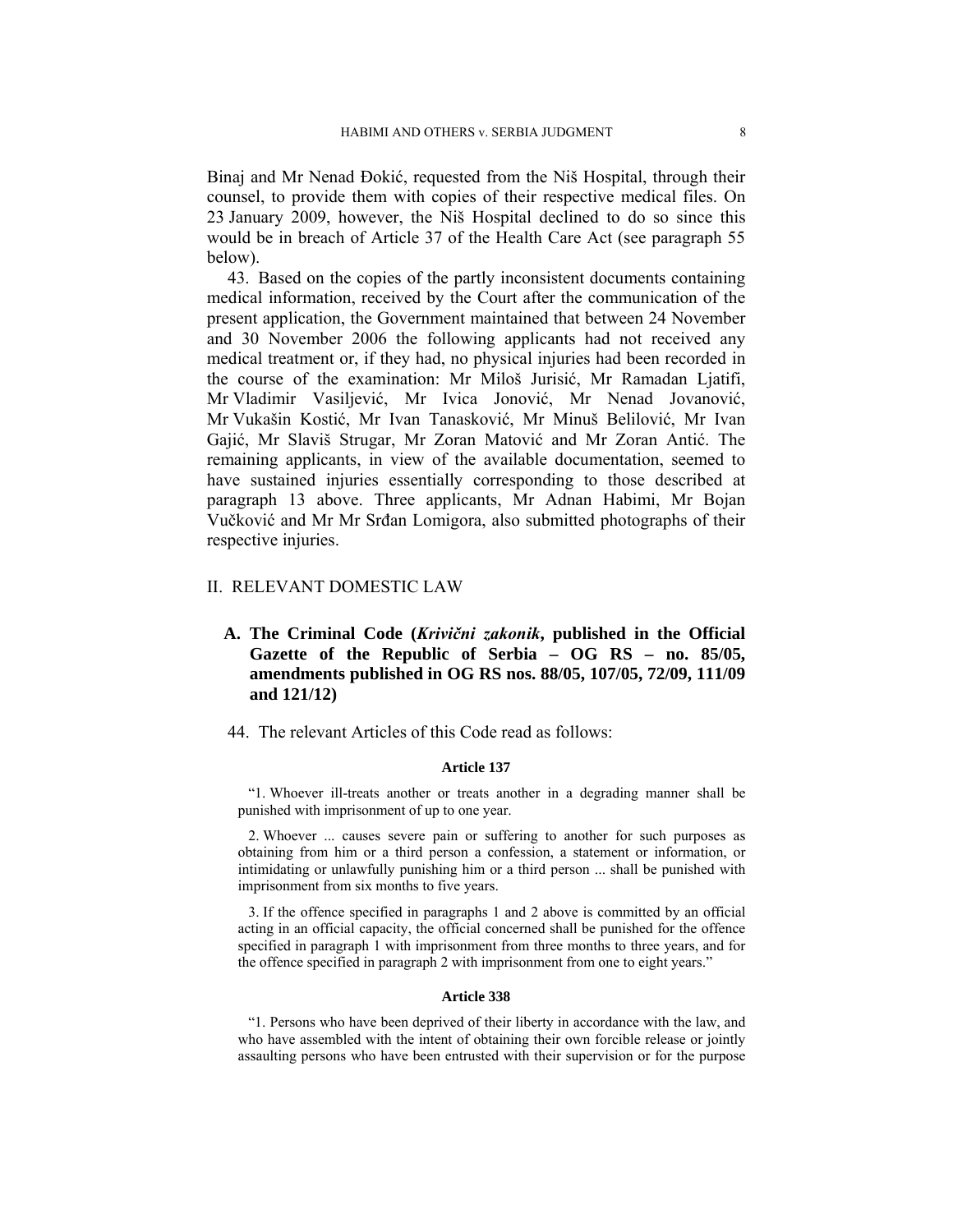Binaj and Mr Nenad Đokić, requested from the Niš Hospital, through their counsel, to provide them with copies of their respective medical files. On 23 January 2009, however, the Niš Hospital declined to do so since this would be in breach of Article 37 of the Health Care Act (see paragraph 55 below).

43. Based on the copies of the partly inconsistent documents containing medical information, received by the Court after the communication of the present application, the Government maintained that between 24 November and 30 November 2006 the following applicants had not received any medical treatment or, if they had, no physical injuries had been recorded in the course of the examination: Mr Miloš Jurisić, Mr Ramadan Ljatifi, Mr Vladimir Vasiljević, Mr Ivica Jonović, Mr Nenad Jovanović, Mr Vukašin Kostić, Mr Ivan Tanasković, Mr Minuš Belilović, Mr Ivan Gajić, Mr Slaviš Strugar, Mr Zoran Matović and Mr Zoran Antić. The remaining applicants, in view of the available documentation, seemed to have sustained injuries essentially corresponding to those described at paragraph 13 above. Three applicants, Mr Adnan Habimi, Mr Bojan Vučković and Mr Mr Srđan Lomigora, also submitted photographs of their respective injuries.

## II. RELEVANT DOMESTIC LAW

### A. The Criminal Code (*Krivični zakonik*, published in the Official Gazette of the Republic of Serbia – OG RS – no. 85/05, amendments published in OG RS nos. 88/05, 107/05, 72/09, 111/09 and 121/12)

44. The relevant Articles of this Code read as follows:

**Article 137**

"1. Whoever ill-treats another or treats another in a degrading manner shall be punished with imprisonment of up to one year.

2. Whoever ... causes severe pain or suffering to another for such purposes as obtaining from him or a third person a confession, a statement or information, or intimidating or unlawfully punishing him or a third person ... shall be punished with imprisonment from six months to five years.

3. If the offence specified in paragraphs 1 and 2 above is committed by an official acting in an official capacity, the official concerned shall be punished for the offence specified in paragraph 1 with imprisonment from three months to three years, and for the offence specified in paragraph 2 with imprisonment from one to eight years."

**Article 338**

"1. Persons who have been deprived of their liberty in accordance with the law, and who have assembled with the intent of obtaining their own forcible release or jointly assaulting persons who have been entrusted with their supervision or for the purpose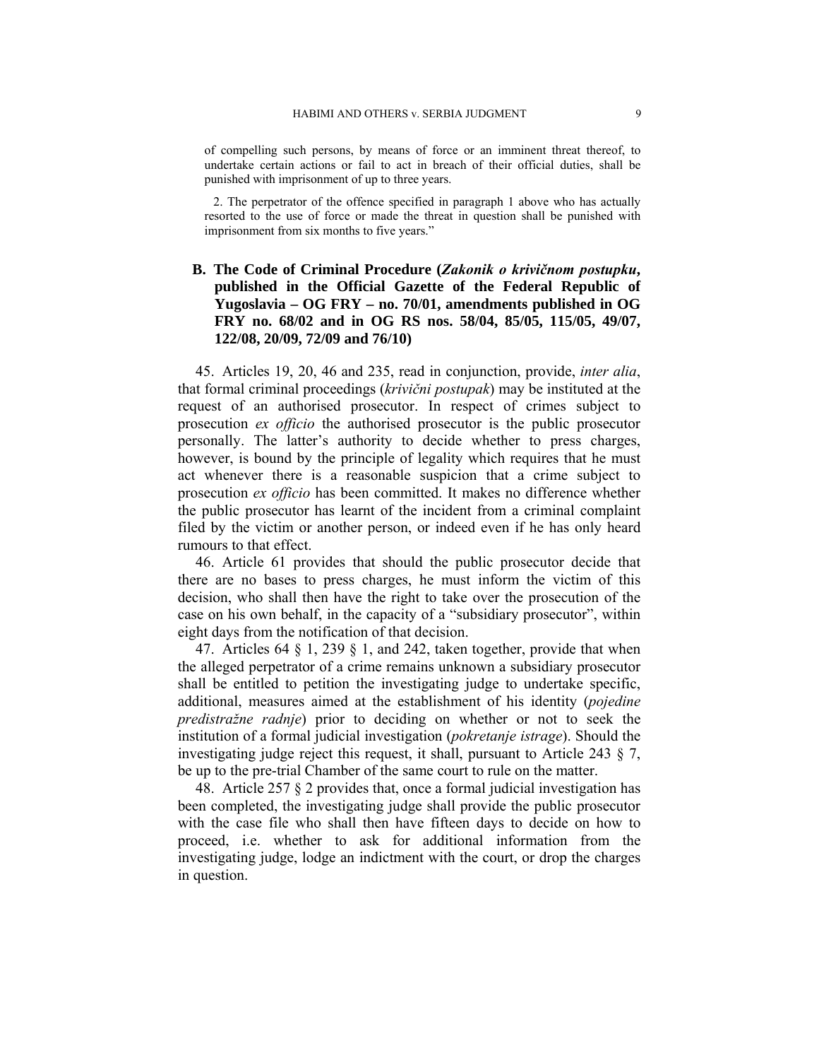of compelling such persons, by means of force or an imminent threat thereof, to undertake certain actions or fail to act in breach of their official duties, shall be punished with imprisonment of up to three years.

2. The perpetrator of the offence specified in paragraph 1 above who has actually resorted to the use of force or made the threat in question shall be punished with imprisonment from six months to five years."

## B. The Code of Criminal Procedure (*Zakonik o krivičnom postupku*, published in the Official Gazette of the Federal Republic of Yugoslavia – OG FRY – no. 70/01, amendments published in OG FRY no. 68/02 and in OG RS nos. 58/04, 85/05, 115/05, 49/07, 122/08, 20/09, 72/09 and 76/10)

45. Articles 19, 20, 46 and 235, read in conjunction, provide, *inter alia*, that formal criminal proceedings (*krivični postupak*) may be instituted at the request of an authorised prosecutor. In respect of crimes subject to prosecution *ex officio* the authorised prosecutor is the public prosecutor personally. The latter's authority to decide whether to press charges, however, is bound by the principle of legality which requires that he must act whenever there is a reasonable suspicion that a crime subject to prosecution *ex officio* has been committed. It makes no difference whether the public prosecutor has learnt of the incident from a criminal complaint filed by the victim or another person, or indeed even if he has only heard rumours to that effect.

46. Article 61 provides that should the public prosecutor decide that there are no bases to press charges, he must inform the victim of this decision, who shall then have the right to take over the prosecution of the case on his own behalf, in the capacity of a "subsidiary prosecutor", within eight days from the notification of that decision.

47. Articles 64 § 1, 239 § 1, and 242, taken together, provide that when the alleged perpetrator of a crime remains unknown a subsidiary prosecutor shall be entitled to petition the investigating judge to undertake specific, additional, measures aimed at the establishment of his identity (*pojedine predistražne radnje*) prior to deciding on whether or not to seek the institution of a formal judicial investigation (*pokretanje istrage*). Should the investigating judge reject this request, it shall, pursuant to Article 243 § 7, be up to the pre-trial Chamber of the same court to rule on the matter.

48. Article 257 § 2 provides that, once a formal judicial investigation has been completed, the investigating judge shall provide the public prosecutor with the case file who shall then have fifteen days to decide on how to proceed, i.e. whether to ask for additional information from the investigating judge, lodge an indictment with the court, or drop the charges in question.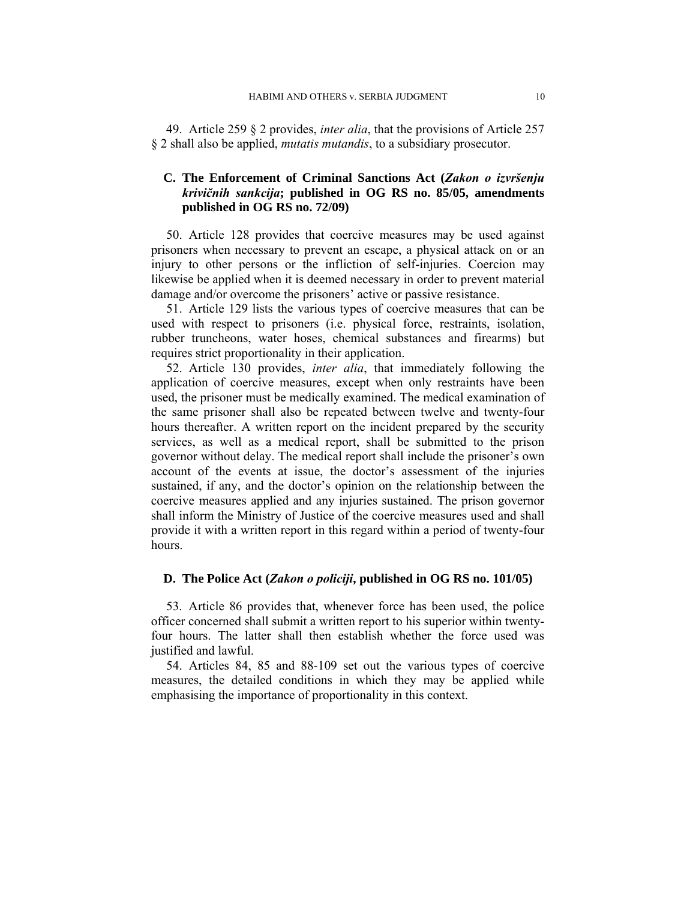49. Article 259 § 2 provides, *inter alia*, that the provisions of Article 257 § 2 shall also be applied, *mutatis mutandis*, to a subsidiary prosecutor.

### C. The Enforcement of Criminal Sanctions Act (*Zakon o izvršenju krivičnih sankcija*; published in OG RS no. 85/05, amendments published in OG RS no. 72/09)

50. Article 128 provides that coercive measures may be used against prisoners when necessary to prevent an escape, a physical attack on or an injury to other persons or the infliction of self-injuries. Coercion may likewise be applied when it is deemed necessary in order to prevent material damage and/or overcome the prisoners' active or passive resistance.

51. Article 129 lists the various types of coercive measures that can be used with respect to prisoners (i.e. physical force, restraints, isolation, rubber truncheons, water hoses, chemical substances and firearms) but requires strict proportionality in their application.

52. Article 130 provides, *inter alia*, that immediately following the application of coercive measures, except when only restraints have been used, the prisoner must be medically examined. The medical examination of the same prisoner shall also be repeated between twelve and twenty-four hours thereafter. A written report on the incident prepared by the security services, as well as a medical report, shall be submitted to the prison governor without delay. The medical report shall include the prisoner's own account of the events at issue, the doctor's assessment of the injuries sustained, if any, and the doctor's opinion on the relationship between the coercive measures applied and any injuries sustained. The prison governor shall inform the Ministry of Justice of the coercive measures used and shall provide it with a written report in this regard within a period of twenty-four hours.

### D. The Police Act (*Zakon o policiji*, published in OG RS no. 101/05)

53. Article 86 provides that, whenever force has been used, the police officer concerned shall submit a written report to his superior within twenty-four hours. The latter shall then establish whether the force used was justified and lawful.

54. Articles 84, 85 and 88-109 set out the various types of coercive measures, the detailed conditions in which they may be applied while emphasising the importance of proportionality in this context.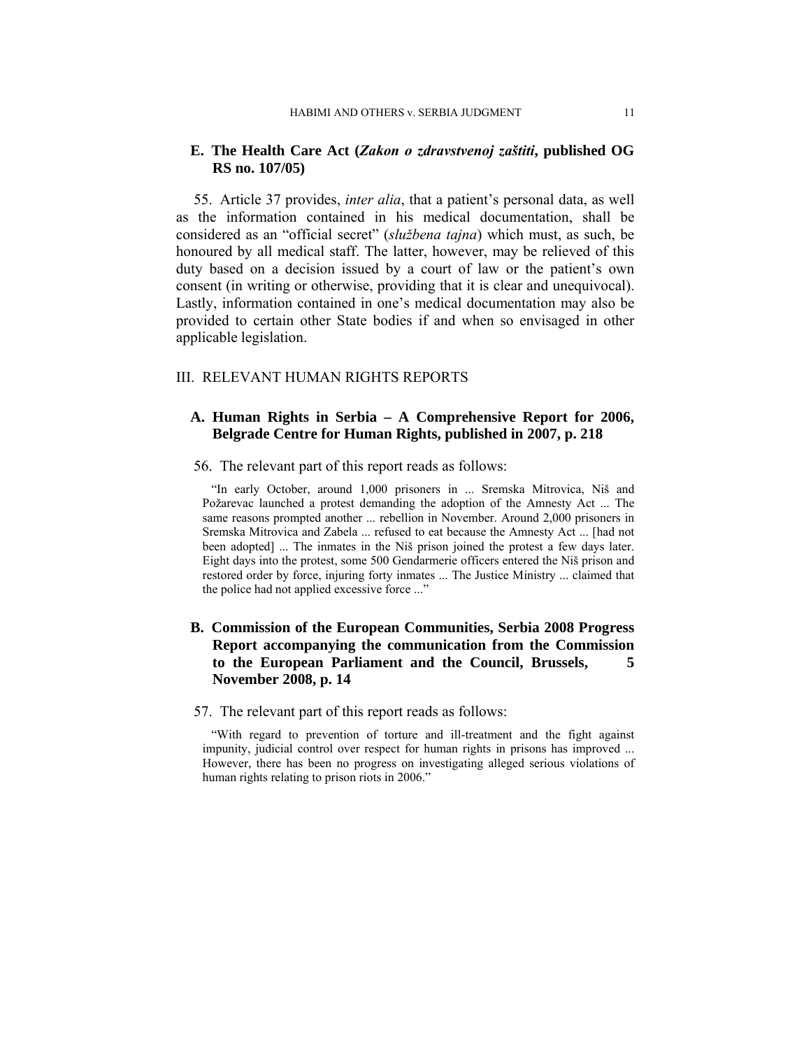## E. The Health Care Act (*Zakon o zdravstvenoj zaštiti*, published OG RS no. 107/05)

55. Article 37 provides, *inter alia*, that a patient's personal data, as well as the information contained in his medical documentation, shall be considered as an "official secret" (*službena tajna*) which must, as such, be honoured by all medical staff. The latter, however, may be relieved of this duty based on a decision issued by a court of law or the patient's own consent (in writing or otherwise, providing that it is clear and unequivocal). Lastly, information contained in one's medical documentation may also be provided to certain other State bodies if and when so envisaged in other applicable legislation.

# III. RELEVANT HUMAN RIGHTS REPORTS

## A. Human Rights in Serbia – A Comprehensive Report for 2006, Belgrade Centre for Human Rights, published in 2007, p. 218

56. The relevant part of this report reads as follows:

> "In early October, around 1,000 prisoners in ... Sremska Mitrovica, Niš and Požarevac launched a protest demanding the adoption of the Amnesty Act ... The same reasons prompted another ... rebellion in November. Around 2,000 prisoners in Sremska Mitrovica and Zabela ... refused to eat because the Amnesty Act ... [had not been adopted] ... The inmates in the Niš prison joined the protest a few days later. Eight days into the protest, some 500 Gendarmerie officers entered the Niš prison and restored order by force, injuring forty inmates ... The Justice Ministry ... claimed that the police had not applied excessive force ..."

## B. Commission of the European Communities, Serbia 2008 Progress Report accompanying the communication from the Commission to the European Parliament and the Council, Brussels, 5 November 2008, p. 14

57. The relevant part of this report reads as follows:

> "With regard to prevention of torture and ill-treatment and the fight against impunity, judicial control over respect for human rights in prisons has improved ... However, there has been no progress on investigating alleged serious violations of human rights relating to prison riots in 2006."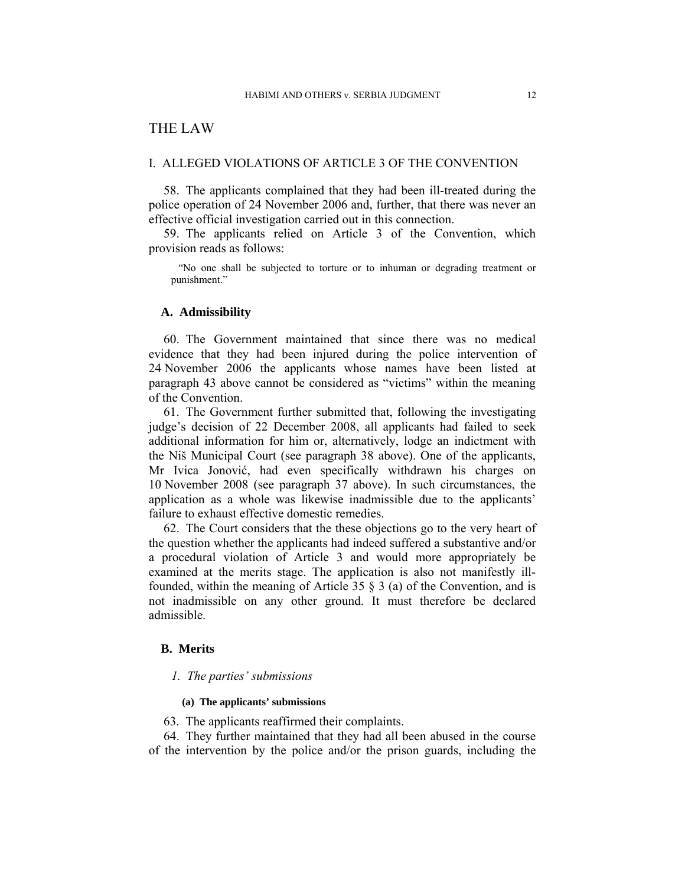# THE LAW

## I. ALLEGED VIOLATIONS OF ARTICLE 3 OF THE CONVENTION

58. The applicants complained that they had been ill-treated during the police operation of 24 November 2006 and, further, that there was never an effective official investigation carried out in this connection.

59. The applicants relied on Article 3 of the Convention, which provision reads as follows:

> "No one shall be subjected to torture or to inhuman or degrading treatment or punishment."

### A. Admissibility

60. The Government maintained that since there was no medical evidence that they had been injured during the police intervention of 24 November 2006 the applicants whose names have been listed at paragraph 43 above cannot be considered as "victims" within the meaning of the Convention.

61. The Government further submitted that, following the investigating judge's decision of 22 December 2008, all applicants had failed to seek additional information for him or, alternatively, lodge an indictment with the Niš Municipal Court (see paragraph 38 above). One of the applicants, Mr Ivica Jonović, had even specifically withdrawn his charges on 10 November 2008 (see paragraph 37 above). In such circumstances, the application as a whole was likewise inadmissible due to the applicants' failure to exhaust effective domestic remedies.

62. The Court considers that the these objections go to the very heart of the question whether the applicants had indeed suffered a substantive and/or a procedural violation of Article 3 and would more appropriately be examined at the merits stage. The application is also not manifestly ill-founded, within the meaning of Article 35 § 3 (a) of the Convention, and is not inadmissible on any other ground. It must therefore be declared admissible.

### B. Merits

#### *1. The parties' submissions*

##### (a) The applicants' submissions

63. The applicants reaffirmed their complaints.

64. They further maintained that they had all been abused in the course of the intervention by the police and/or the prison guards, including the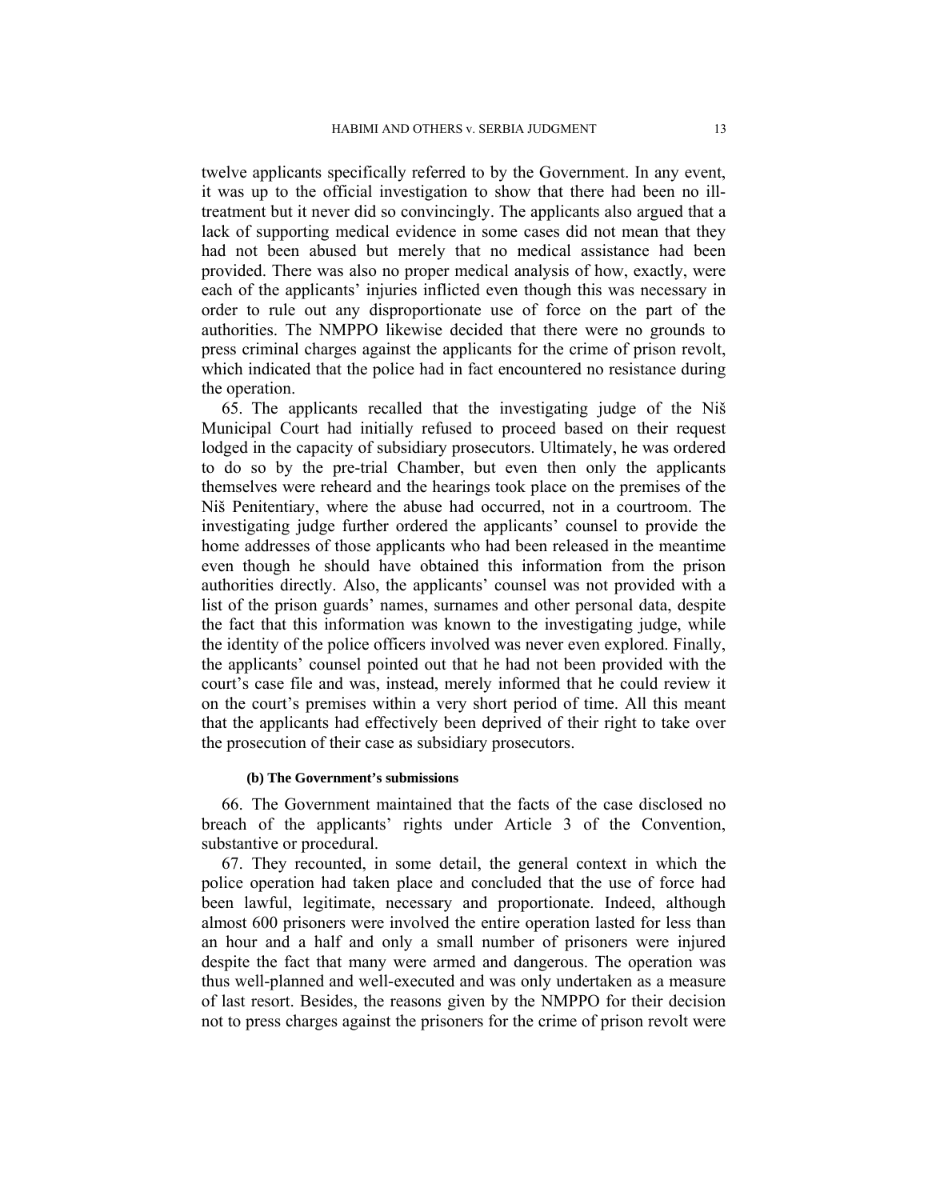twelve applicants specifically referred to by the Government. In any event, it was up to the official investigation to show that there had been no ill-treatment but it never did so convincingly. The applicants also argued that a lack of supporting medical evidence in some cases did not mean that they had not been abused but merely that no medical assistance had been provided. There was also no proper medical analysis of how, exactly, were each of the applicants' injuries inflicted even though this was necessary in order to rule out any disproportionate use of force on the part of the authorities. The NMPPO likewise decided that there were no grounds to press criminal charges against the applicants for the crime of prison revolt, which indicated that the police had in fact encountered no resistance during the operation.

65. The applicants recalled that the investigating judge of the Niš Municipal Court had initially refused to proceed based on their request lodged in the capacity of subsidiary prosecutors. Ultimately, he was ordered to do so by the pre-trial Chamber, but even then only the applicants themselves were reheard and the hearings took place on the premises of the Niš Penitentiary, where the abuse had occurred, not in a courtroom. The investigating judge further ordered the applicants' counsel to provide the home addresses of those applicants who had been released in the meantime even though he should have obtained this information from the prison authorities directly. Also, the applicants' counsel was not provided with a list of the prison guards' names, surnames and other personal data, despite the fact that this information was known to the investigating judge, while the identity of the police officers involved was never even explored. Finally, the applicants' counsel pointed out that he had not been provided with the court's case file and was, instead, merely informed that he could review it on the court's premises within a very short period of time. All this meant that the applicants had effectively been deprived of their right to take over the prosecution of their case as subsidiary prosecutors.

#### (b) The Government's submissions

66. The Government maintained that the facts of the case disclosed no breach of the applicants' rights under Article 3 of the Convention, substantive or procedural.

67. They recounted, in some detail, the general context in which the police operation had taken place and concluded that the use of force had been lawful, legitimate, necessary and proportionate. Indeed, although almost 600 prisoners were involved the entire operation lasted for less than an hour and a half and only a small number of prisoners were injured despite the fact that many were armed and dangerous. The operation was thus well-planned and well-executed and was only undertaken as a measure of last resort. Besides, the reasons given by the NMPPO for their decision not to press charges against the prisoners for the crime of prison revolt were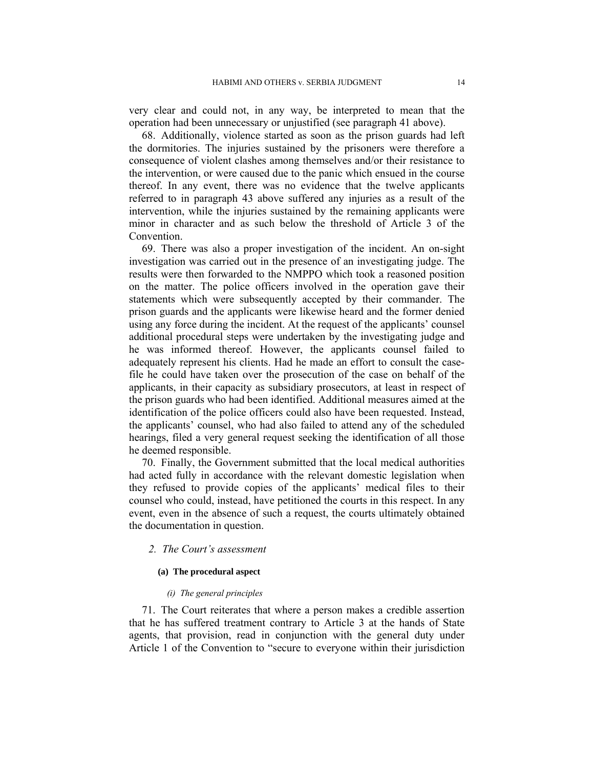very clear and could not, in any way, be interpreted to mean that the operation had been unnecessary or unjustified (see paragraph 41 above).

68. Additionally, violence started as soon as the prison guards had left the dormitories. The injuries sustained by the prisoners were therefore a consequence of violent clashes among themselves and/or their resistance to the intervention, or were caused due to the panic which ensued in the course thereof. In any event, there was no evidence that the twelve applicants referred to in paragraph 43 above suffered any injuries as a result of the intervention, while the injuries sustained by the remaining applicants were minor in character and as such below the threshold of Article 3 of the Convention.

69. There was also a proper investigation of the incident. An on-sight investigation was carried out in the presence of an investigating judge. The results were then forwarded to the NMPPO which took a reasoned position on the matter. The police officers involved in the operation gave their statements which were subsequently accepted by their commander. The prison guards and the applicants were likewise heard and the former denied using any force during the incident. At the request of the applicants' counsel additional procedural steps were undertaken by the investigating judge and he was informed thereof. However, the applicants counsel failed to adequately represent his clients. Had he made an effort to consult the case-file he could have taken over the prosecution of the case on behalf of the applicants, in their capacity as subsidiary prosecutors, at least in respect of the prison guards who had been identified. Additional measures aimed at the identification of the police officers could also have been requested. Instead, the applicants' counsel, who had also failed to attend any of the scheduled hearings, filed a very general request seeking the identification of all those he deemed responsible.

70. Finally, the Government submitted that the local medical authorities had acted fully in accordance with the relevant domestic legislation when they refused to provide copies of the applicants' medical files to their counsel who could, instead, have petitioned the courts in this respect. In any event, even in the absence of such a request, the courts ultimately obtained the documentation in question.

### 2. *The Court's assessment*

#### (a) The procedural aspect

##### *(i) The general principles*

71. The Court reiterates that where a person makes a credible assertion that he has suffered treatment contrary to Article 3 at the hands of State agents, that provision, read in conjunction with the general duty under Article 1 of the Convention to "secure to everyone within their jurisdiction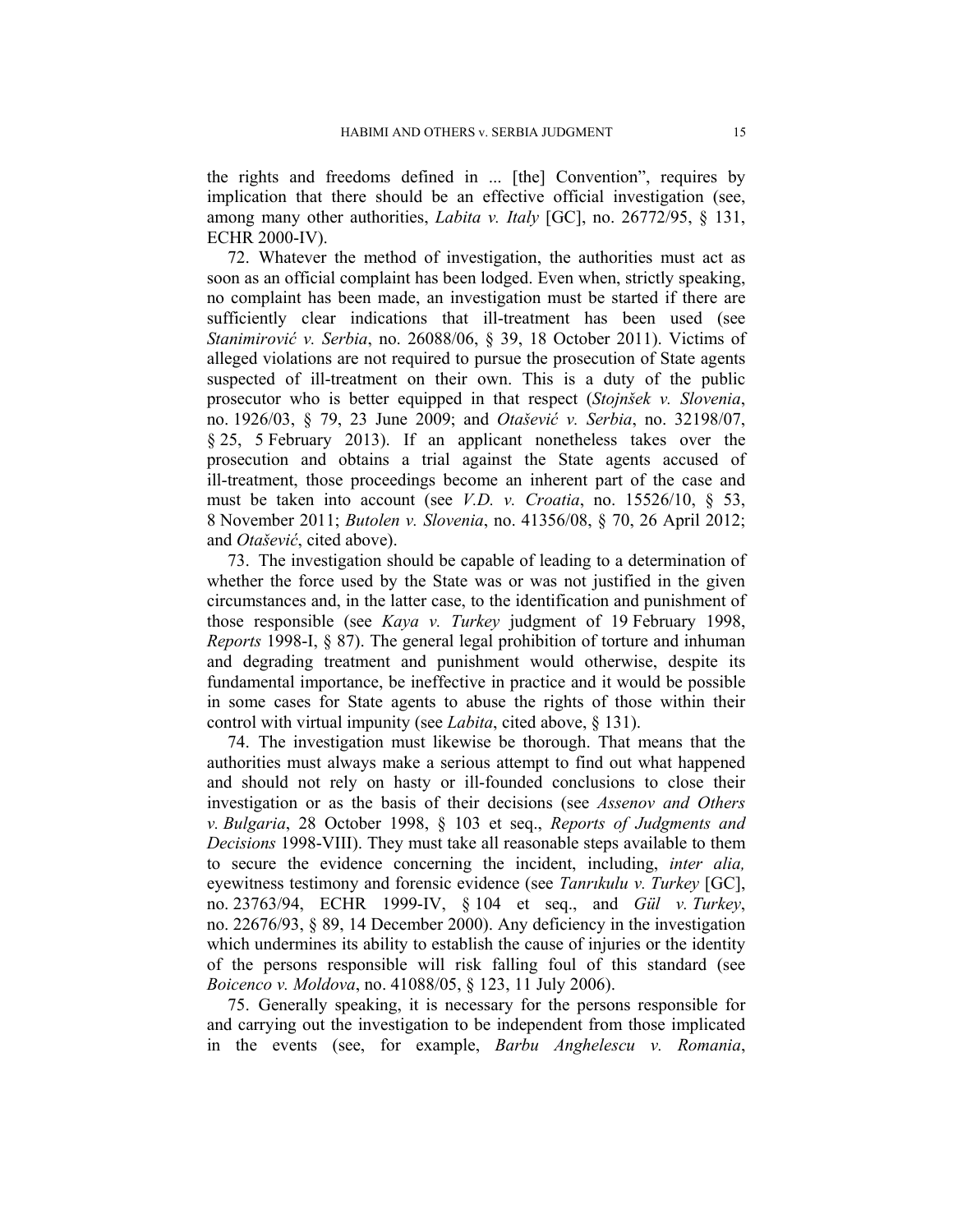the rights and freedoms defined in ... [the] Convention", requires by implication that there should be an effective official investigation (see, among many other authorities, *Labita v. Italy* [GC], no. 26772/95, § 131, ECHR 2000-IV).

72. Whatever the method of investigation, the authorities must act as soon as an official complaint has been lodged. Even when, strictly speaking, no complaint has been made, an investigation must be started if there are sufficiently clear indications that ill-treatment has been used (see *Stanimirović v. Serbia*, no. 26088/06, § 39, 18 October 2011). Victims of alleged violations are not required to pursue the prosecution of State agents suspected of ill-treatment on their own. This is a duty of the public prosecutor who is better equipped in that respect (*Stojnšek v. Slovenia*, no. 1926/03, § 79, 23 June 2009; and *Otašević v. Serbia*, no. 32198/07, § 25, 5 February 2013). If an applicant nonetheless takes over the prosecution and obtains a trial against the State agents accused of ill-treatment, those proceedings become an inherent part of the case and must be taken into account (see *V.D. v. Croatia*, no. 15526/10, § 53, 8 November 2011; *Butolen v. Slovenia*, no. 41356/08, § 70, 26 April 2012; and *Otašević*, cited above).

73. The investigation should be capable of leading to a determination of whether the force used by the State was or was not justified in the given circumstances and, in the latter case, to the identification and punishment of those responsible (see *Kaya v. Turkey* judgment of 19 February 1998, *Reports* 1998-I, § 87). The general legal prohibition of torture and inhuman and degrading treatment and punishment would otherwise, despite its fundamental importance, be ineffective in practice and it would be possible in some cases for State agents to abuse the rights of those within their control with virtual impunity (see *Labita*, cited above, § 131).

74. The investigation must likewise be thorough. That means that the authorities must always make a serious attempt to find out what happened and should not rely on hasty or ill-founded conclusions to close their investigation or as the basis of their decisions (see *Assenov and Others v. Bulgaria*, 28 October 1998, § 103 et seq., *Reports of Judgments and Decisions* 1998-VIII). They must take all reasonable steps available to them to secure the evidence concerning the incident, including, *inter alia,* eyewitness testimony and forensic evidence (see *Tanrıkulu v. Turkey* [GC], no. 23763/94, ECHR 1999-IV, § 104 et seq., and *Gül v. Turkey*, no. 22676/93, § 89, 14 December 2000). Any deficiency in the investigation which undermines its ability to establish the cause of injuries or the identity of the persons responsible will risk falling foul of this standard (see *Boicenco v. Moldova*, no. 41088/05, § 123, 11 July 2006).

75. Generally speaking, it is necessary for the persons responsible for and carrying out the investigation to be independent from those implicated in the events (see, for example, *Barbu Anghelescu v. Romania*,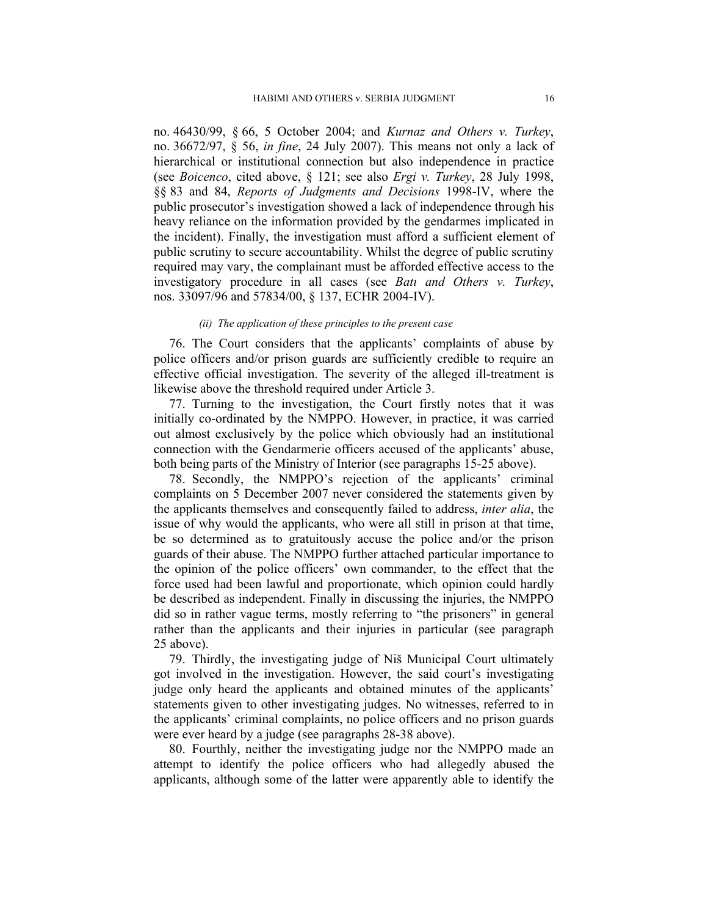no. 46430/99, § 66, 5 October 2004; and *Kurnaz and Others v. Turkey*, no. 36672/97, § 56, *in fine*, 24 July 2007). This means not only a lack of hierarchical or institutional connection but also independence in practice (see *Boicenco*, cited above, § 121; see also *Ergi v. Turkey*, 28 July 1998, §§ 83 and 84, *Reports of Judgments and Decisions* 1998-IV, where the public prosecutor's investigation showed a lack of independence through his heavy reliance on the information provided by the gendarmes implicated in the incident). Finally, the investigation must afford a sufficient element of public scrutiny to secure accountability. Whilst the degree of public scrutiny required may vary, the complainant must be afforded effective access to the investigatory procedure in all cases (see *Batı and Others v. Turkey*, nos. 33097/96 and 57834/00, § 137, ECHR 2004-IV).

*(ii) The application of these principles to the present case*

76. The Court considers that the applicants' complaints of abuse by police officers and/or prison guards are sufficiently credible to require an effective official investigation. The severity of the alleged ill-treatment is likewise above the threshold required under Article 3.

77. Turning to the investigation, the Court firstly notes that it was initially co-ordinated by the NMPPO. However, in practice, it was carried out almost exclusively by the police which obviously had an institutional connection with the Gendarmerie officers accused of the applicants' abuse, both being parts of the Ministry of Interior (see paragraphs 15-25 above).

78. Secondly, the NMPPO's rejection of the applicants' criminal complaints on 5 December 2007 never considered the statements given by the applicants themselves and consequently failed to address, *inter alia*, the issue of why would the applicants, who were all still in prison at that time, be so determined as to gratuitously accuse the police and/or the prison guards of their abuse. The NMPPO further attached particular importance to the opinion of the police officers' own commander, to the effect that the force used had been lawful and proportionate, which opinion could hardly be described as independent. Finally in discussing the injuries, the NMPPO did so in rather vague terms, mostly referring to "the prisoners" in general rather than the applicants and their injuries in particular (see paragraph 25 above).

79. Thirdly, the investigating judge of Niš Municipal Court ultimately got involved in the investigation. However, the said court's investigating judge only heard the applicants and obtained minutes of the applicants' statements given to other investigating judges. No witnesses, referred to in the applicants' criminal complaints, no police officers and no prison guards were ever heard by a judge (see paragraphs 28-38 above).

80. Fourthly, neither the investigating judge nor the NMPPO made an attempt to identify the police officers who had allegedly abused the applicants, although some of the latter were apparently able to identify the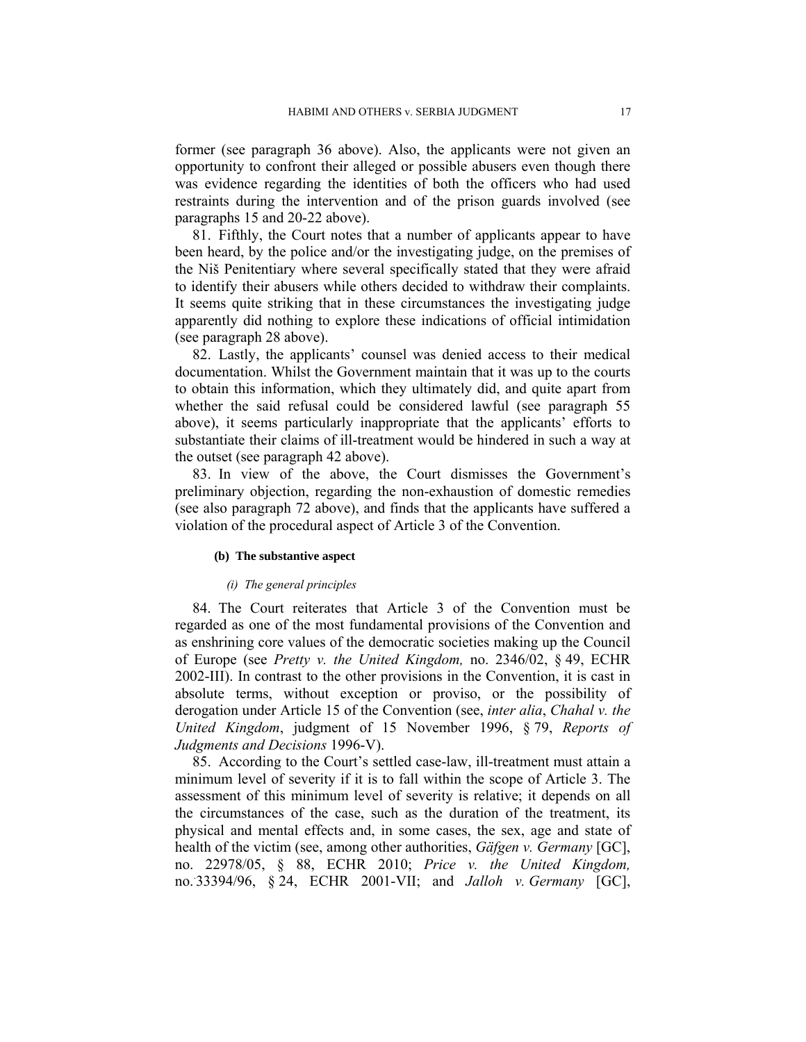former (see paragraph 36 above). Also, the applicants were not given an opportunity to confront their alleged or possible abusers even though there was evidence regarding the identities of both the officers who had used restraints during the intervention and of the prison guards involved (see paragraphs 15 and 20-22 above).

81. Fifthly, the Court notes that a number of applicants appear to have been heard, by the police and/or the investigating judge, on the premises of the Niš Penitentiary where several specifically stated that they were afraid to identify their abusers while others decided to withdraw their complaints. It seems quite striking that in these circumstances the investigating judge apparently did nothing to explore these indications of official intimidation (see paragraph 28 above).

82. Lastly, the applicants' counsel was denied access to their medical documentation. Whilst the Government maintain that it was up to the courts to obtain this information, which they ultimately did, and quite apart from whether the said refusal could be considered lawful (see paragraph 55 above), it seems particularly inappropriate that the applicants' efforts to substantiate their claims of ill-treatment would be hindered in such a way at the outset (see paragraph 42 above).

83. In view of the above, the Court dismisses the Government's preliminary objection, regarding the non-exhaustion of domestic remedies (see also paragraph 72 above), and finds that the applicants have suffered a violation of the procedural aspect of Article 3 of the Convention.

**(b) The substantive aspect**

*(i) The general principles*

84. The Court reiterates that Article 3 of the Convention must be regarded as one of the most fundamental provisions of the Convention and as enshrining core values of the democratic societies making up the Council of Europe (see *Pretty v. the United Kingdom,* no. 2346/02, § 49, ECHR 2002-III). In contrast to the other provisions in the Convention, it is cast in absolute terms, without exception or proviso, or the possibility of derogation under Article 15 of the Convention (see, *inter alia*, *Chahal v. the United Kingdom*, judgment of 15 November 1996, § 79, *Reports of Judgments and Decisions* 1996-V).

85. According to the Court's settled case-law, ill-treatment must attain a minimum level of severity if it is to fall within the scope of Article 3. The assessment of this minimum level of severity is relative; it depends on all the circumstances of the case, such as the duration of the treatment, its physical and mental effects and, in some cases, the sex, age and state of health of the victim (see, among other authorities, *Gäfgen v. Germany* [GC], no. 22978/05, § 88, ECHR 2010; *Price v. the United Kingdom,* no. 33394/96, § 24, ECHR 2001-VII; and *Jalloh v. Germany* [GC],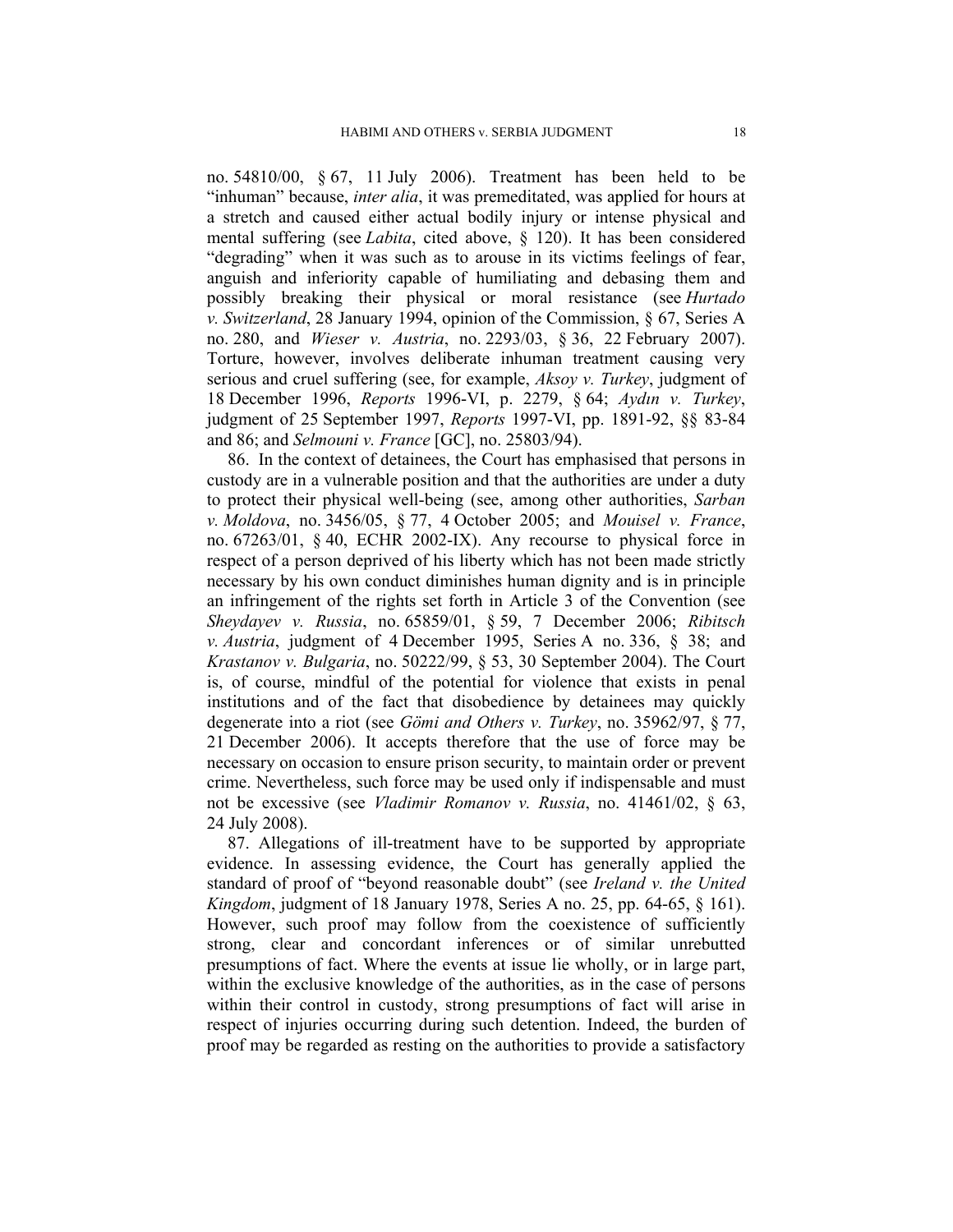no. 54810/00, § 67, 11 July 2006). Treatment has been held to be "inhuman" because, *inter alia*, it was premeditated, was applied for hours at a stretch and caused either actual bodily injury or intense physical and mental suffering (see *Labita*, cited above, § 120). It has been considered "degrading" when it was such as to arouse in its victims feelings of fear, anguish and inferiority capable of humiliating and debasing them and possibly breaking their physical or moral resistance (see *Hurtado v. Switzerland*, 28 January 1994, opinion of the Commission, § 67, Series A no. 280, and *Wieser v. Austria*, no. 2293/03, § 36, 22 February 2007). Torture, however, involves deliberate inhuman treatment causing very serious and cruel suffering (see, for example, *Aksoy v. Turkey*, judgment of 18 December 1996, *Reports* 1996-VI, p. 2279, § 64; *Aydın v. Turkey*, judgment of 25 September 1997, *Reports* 1997-VI, pp. 1891-92, §§ 83-84 and 86; and *Selmouni v. France* [GC], no. 25803/94).

86. In the context of detainees, the Court has emphasised that persons in custody are in a vulnerable position and that the authorities are under a duty to protect their physical well-being (see, among other authorities, *Sarban v. Moldova*, no. 3456/05, § 77, 4 October 2005; and *Mouisel v. France*, no. 67263/01, § 40, ECHR 2002-IX). Any recourse to physical force in respect of a person deprived of his liberty which has not been made strictly necessary by his own conduct diminishes human dignity and is in principle an infringement of the rights set forth in Article 3 of the Convention (see *Sheydayev v. Russia*, no. 65859/01, § 59, 7 December 2006; *Ribitsch v. Austria*, judgment of 4 December 1995, Series A no. 336, § 38; and *Krastanov v. Bulgaria*, no. 50222/99, § 53, 30 September 2004). The Court is, of course, mindful of the potential for violence that exists in penal institutions and of the fact that disobedience by detainees may quickly degenerate into a riot (see *Gömi and Others v. Turkey*, no. 35962/97, § 77, 21 December 2006). It accepts therefore that the use of force may be necessary on occasion to ensure prison security, to maintain order or prevent crime. Nevertheless, such force may be used only if indispensable and must not be excessive (see *Vladimir Romanov v. Russia*, no. 41461/02, § 63, 24 July 2008).

87. Allegations of ill-treatment have to be supported by appropriate evidence. In assessing evidence, the Court has generally applied the standard of proof of "beyond reasonable doubt" (see *Ireland v. the United Kingdom*, judgment of 18 January 1978, Series A no. 25, pp. 64-65, § 161). However, such proof may follow from the coexistence of sufficiently strong, clear and concordant inferences or of similar unrebutted presumptions of fact. Where the events at issue lie wholly, or in large part, within the exclusive knowledge of the authorities, as in the case of persons within their control in custody, strong presumptions of fact will arise in respect of injuries occurring during such detention. Indeed, the burden of proof may be regarded as resting on the authorities to provide a satisfactory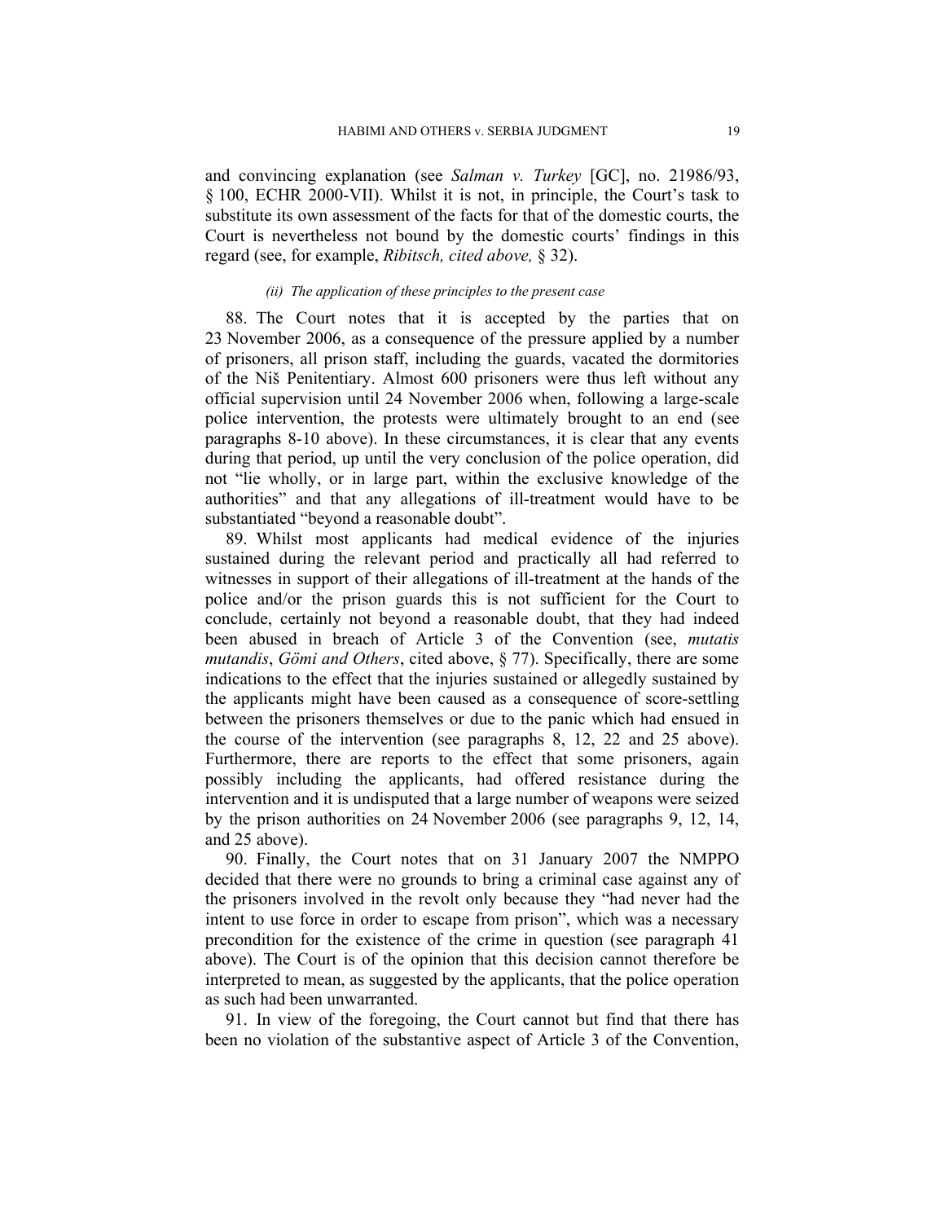and convincing explanation (see *Salman v. Turkey* [GC], no. 21986/93, § 100, ECHR 2000-VII). Whilst it is not, in principle, the Court's task to substitute its own assessment of the facts for that of the domestic courts, the Court is nevertheless not bound by the domestic courts' findings in this regard (see, for example, *Ribitsch, cited above,* § 32).

*(ii) The application of these principles to the present case*

88. The Court notes that it is accepted by the parties that on 23 November 2006, as a consequence of the pressure applied by a number of prisoners, all prison staff, including the guards, vacated the dormitories of the Niš Penitentiary. Almost 600 prisoners were thus left without any official supervision until 24 November 2006 when, following a large-scale police intervention, the protests were ultimately brought to an end (see paragraphs 8-10 above). In these circumstances, it is clear that any events during that period, up until the very conclusion of the police operation, did not "lie wholly, or in large part, within the exclusive knowledge of the authorities" and that any allegations of ill-treatment would have to be substantiated "beyond a reasonable doubt".

89. Whilst most applicants had medical evidence of the injuries sustained during the relevant period and practically all had referred to witnesses in support of their allegations of ill-treatment at the hands of the police and/or the prison guards this is not sufficient for the Court to conclude, certainly not beyond a reasonable doubt, that they had indeed been abused in breach of Article 3 of the Convention (see, *mutatis mutandis*, *Gömi and Others*, cited above, § 77). Specifically, there are some indications to the effect that the injuries sustained or allegedly sustained by the applicants might have been caused as a consequence of score-settling between the prisoners themselves or due to the panic which had ensued in the course of the intervention (see paragraphs 8, 12, 22 and 25 above). Furthermore, there are reports to the effect that some prisoners, again possibly including the applicants, had offered resistance during the intervention and it is undisputed that a large number of weapons were seized by the prison authorities on 24 November 2006 (see paragraphs 9, 12, 14, and 25 above).

90. Finally, the Court notes that on 31 January 2007 the NMPPO decided that there were no grounds to bring a criminal case against any of the prisoners involved in the revolt only because they "had never had the intent to use force in order to escape from prison", which was a necessary precondition for the existence of the crime in question (see paragraph 41 above). The Court is of the opinion that this decision cannot therefore be interpreted to mean, as suggested by the applicants, that the police operation as such had been unwarranted.

91. In view of the foregoing, the Court cannot but find that there has been no violation of the substantive aspect of Article 3 of the Convention,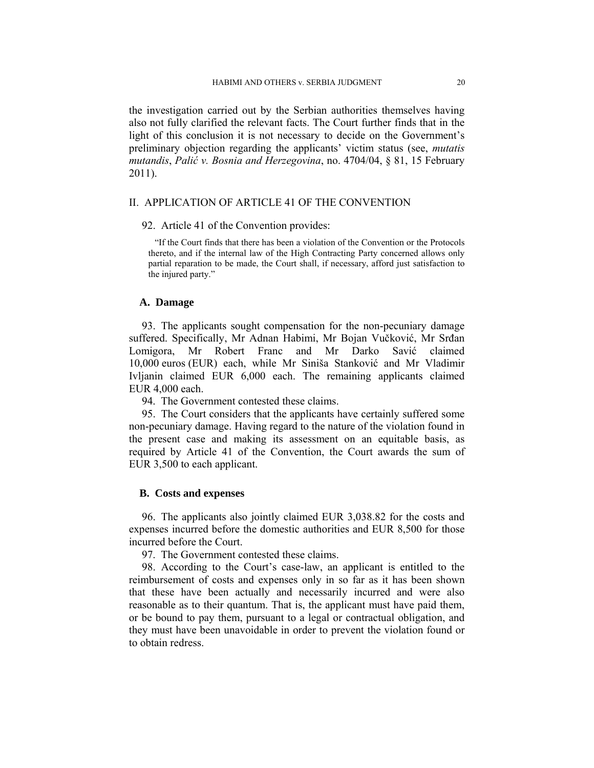the investigation carried out by the Serbian authorities themselves having also not fully clarified the relevant facts. The Court further finds that in the light of this conclusion it is not necessary to decide on the Government's preliminary objection regarding the applicants' victim status (see, *mutatis mutandis*, *Palić v. Bosnia and Herzegovina*, no. 4704/04, § 81, 15 February 2011).

## II. APPLICATION OF ARTICLE 41 OF THE CONVENTION

92. Article 41 of the Convention provides:

> "If the Court finds that there has been a violation of the Convention or the Protocols thereto, and if the internal law of the High Contracting Party concerned allows only partial reparation to be made, the Court shall, if necessary, afford just satisfaction to the injured party."

### A. Damage

93. The applicants sought compensation for the non-pecuniary damage suffered. Specifically, Mr Adnan Habimi, Mr Bojan Vučković, Mr Srđan Lomigora, Mr Robert Franc and Mr Darko Savić claimed 10,000 euros (EUR) each, while Mr Siniša Stanković and Mr Vladimir Ivljanin claimed EUR 6,000 each. The remaining applicants claimed EUR 4,000 each.

94. The Government contested these claims.

95. The Court considers that the applicants have certainly suffered some non-pecuniary damage. Having regard to the nature of the violation found in the present case and making its assessment on an equitable basis, as required by Article 41 of the Convention, the Court awards the sum of EUR 3,500 to each applicant.

### B. Costs and expenses

96. The applicants also jointly claimed EUR 3,038.82 for the costs and expenses incurred before the domestic authorities and EUR 8,500 for those incurred before the Court.

97. The Government contested these claims.

98. According to the Court's case-law, an applicant is entitled to the reimbursement of costs and expenses only in so far as it has been shown that these have been actually and necessarily incurred and were also reasonable as to their quantum. That is, the applicant must have paid them, or be bound to pay them, pursuant to a legal or contractual obligation, and they must have been unavoidable in order to prevent the violation found or to obtain redress.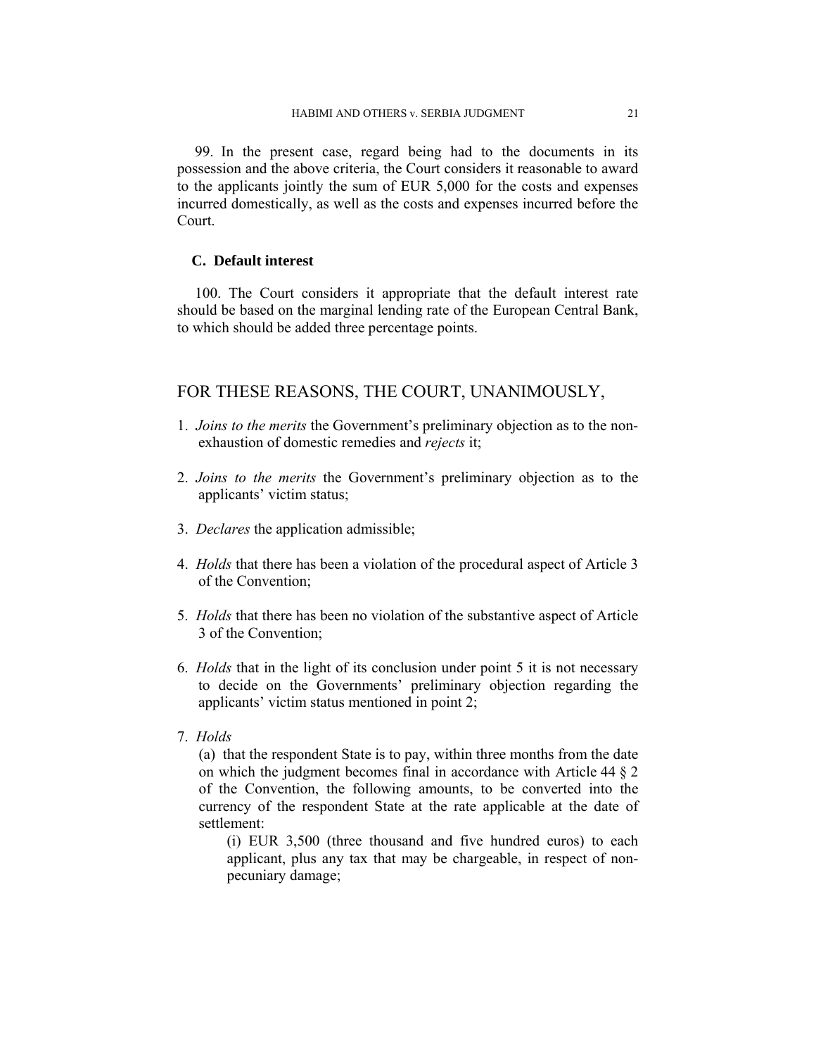99. In the present case, regard being had to the documents in its possession and the above criteria, the Court considers it reasonable to award to the applicants jointly the sum of EUR 5,000 for the costs and expenses incurred domestically, as well as the costs and expenses incurred before the Court.

### C. Default interest

100. The Court considers it appropriate that the default interest rate should be based on the marginal lending rate of the European Central Bank, to which should be added three percentage points.

## FOR THESE REASONS, THE COURT, UNANIMOUSLY,

1. *Joins to the merits* the Government's preliminary objection as to the non-exhaustion of domestic remedies and *rejects* it;

2. *Joins to the merits* the Government's preliminary objection as to the applicants' victim status;

3. *Declares* the application admissible;

4. *Holds* that there has been a violation of the procedural aspect of Article 3 of the Convention;

5. *Holds* that there has been no violation of the substantive aspect of Article 3 of the Convention;

6. *Holds* that in the light of its conclusion under point 5 it is not necessary to decide on the Governments' preliminary objection regarding the applicants' victim status mentioned in point 2;

7. *Holds*

   (a) that the respondent State is to pay, within three months from the date on which the judgment becomes final in accordance with Article 44 § 2 of the Convention, the following amounts, to be converted into the currency of the respondent State at the rate applicable at the date of settlement:

      (i) EUR 3,500 (three thousand and five hundred euros) to each applicant, plus any tax that may be chargeable, in respect of non-pecuniary damage;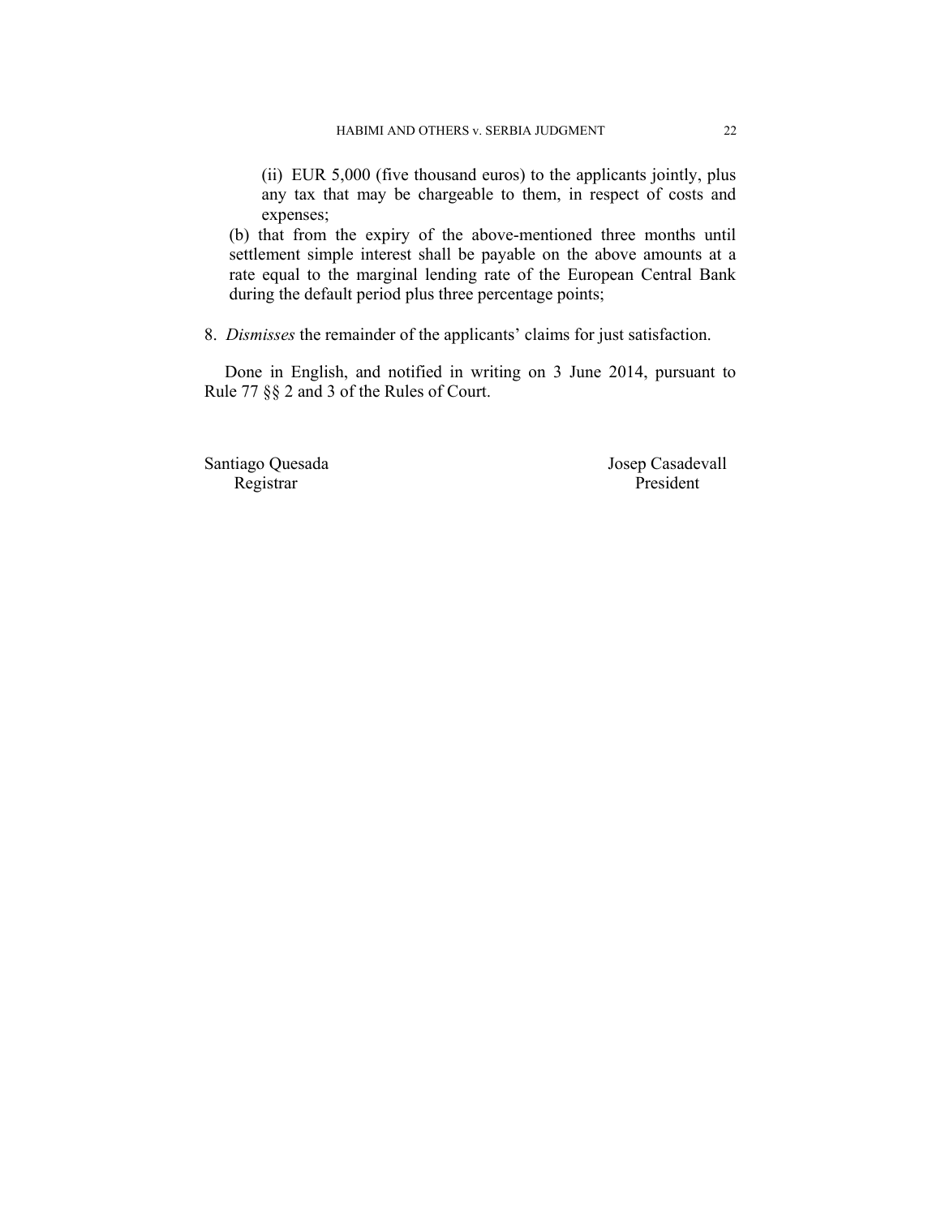(ii) EUR 5,000 (five thousand euros) to the applicants jointly, plus any tax that may be chargeable to them, in respect of costs and expenses;

(b) that from the expiry of the above-mentioned three months until settlement simple interest shall be payable on the above amounts at a rate equal to the marginal lending rate of the European Central Bank during the default period plus three percentage points;

8. *Dismisses* the remainder of the applicants' claims for just satisfaction.

Done in English, and notified in writing on 3 June 2014, pursuant to Rule 77 §§ 2 and 3 of the Rules of Court.

| Santiago Quesada | Josep Casadevall |
|---|---|
| Registrar | President |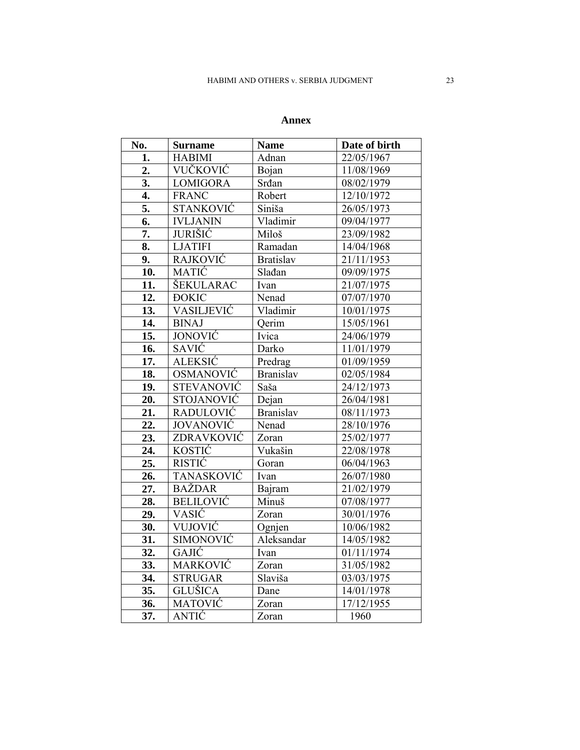## Annex

| No. | Surname | Name | Date of birth |
|---|---|---|---|
| **1.** | HABIMI | Adnan | 22/05/1967 |
| **2.** | VUČKOVIĆ | Bojan | 11/08/1969 |
| **3.** | LOMIGORA | Srđan | 08/02/1979 |
| **4.** | FRANC | Robert | 12/10/1972 |
| **5.** | STANKOVIĆ | Siniša | 26/05/1973 |
| **6.** | IVLJANIN | Vladimir | 09/04/1977 |
| **7.** | JURIŠIĆ | Miloš | 23/09/1982 |
| **8.** | LJATIFI | Ramadan | 14/04/1968 |
| **9.** | RAJKOVIĆ | Bratislav | 21/11/1953 |
| **10.** | MATIĆ | Slađan | 09/09/1975 |
| **11.** | ŠEKULARAC | Ivan | 21/07/1975 |
| **12.** | ĐOKIC | Nenad | 07/07/1970 |
| **13.** | VASILJEVIĆ | Vladimir | 10/01/1975 |
| **14.** | BINAJ | Qerim | 15/05/1961 |
| **15.** | JONOVIĆ | Ivica | 24/06/1979 |
| **16.** | SAVIĆ | Darko | 11/01/1979 |
| **17.** | ALEKSIĆ | Predrag | 01/09/1959 |
| **18.** | OSMANOVIĆ | Branislav | 02/05/1984 |
| **19.** | STEVANOVIĆ | Saša | 24/12/1973 |
| **20.** | STOJANOVIĆ | Dejan | 26/04/1981 |
| **21.** | RADULOVIĆ | Branislav | 08/11/1973 |
| **22.** | JOVANOVIĆ | Nenad | 28/10/1976 |
| **23.** | ZDRAVKOVIĆ | Zoran | 25/02/1977 |
| **24.** | KOSTIĆ | Vukašin | 22/08/1978 |
| **25.** | RISTIĆ | Goran | 06/04/1963 |
| **26.** | TANASKOVIĆ | Ivan | 26/07/1980 |
| **27.** | BAŽDAR | Bajram | 21/02/1979 |
| **28.** | BELILOVIĆ | Minuš | 07/08/1977 |
| **29.** | VASIĆ | Zoran | 30/01/1976 |
| **30.** | VUJOVIĆ | Ognjen | 10/06/1982 |
| **31.** | SIMONOVIĆ | Aleksandar | 14/05/1982 |
| **32.** | GAJIĆ | Ivan | 01/11/1974 |
| **33.** | MARKOVIĆ | Zoran | 31/05/1982 |
| **34.** | STRUGAR | Slaviša | 03/03/1975 |
| **35.** | GLUŠICA | Dane | 14/01/1978 |
| **36.** | MATOVIĆ | Zoran | 17/12/1955 |
| **37.** | ANTIĆ | Zoran | 1960 |